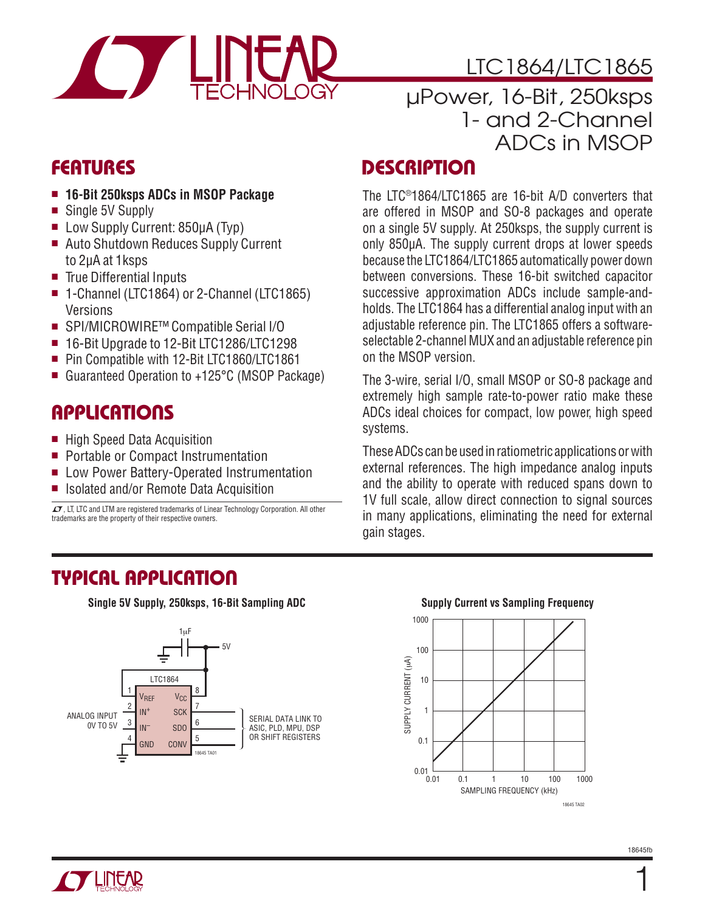# LTC1864/LTC1865

## µPower, 16-Bit, 250ksps 1- and 2-Channel ADCs in MSOP

## FEATURES

- **16-Bit 250ksps ADCs in MSOP Package**
- Single 5V Supply
- Low Supply Current: 850µA (Typ)
- Auto Shutdown Reduces Supply Current to 2µA at 1ksps
- True Differential Inputs
- 1-Channel (LTC1864) or 2-Channel (LTC1865) Versions
- SPI/MICROWIRE™ Compatible Serial I/O
- 16-Bit Upgrade to 12-Bit LTC1286/LTC1298
- Pin Compatible with 12-Bit LTC1860/LTC1861
- Guaranteed Operation to +125°C (MSOP Package)

## APPLICATIONS

- High Speed Data Acquisition
- Portable or Compact Instrumentation
- Low Power Battery-Operated Instrumentation
- Isolated and/or Remote Data Acquisition

LT, LTC and LTM are registered trademarks of Linear Technology Corporation. All other trademarks are the property of their respective owners.

## DESCRIPTION

The LTC®1864/LTC1865 are 16-bit A/D converters that are offered in MSOP and SO-8 packages and operate on a single 5V supply. At 250ksps, the supply current is only 850µA. The supply current drops at lower speeds because the LTC1864/LTC1865 automatically power down between conversions. These 16-bit switched capacitor successive approximation ADCs include sample-and-holds. The LTC1864 has a differential analog input with an adjustable reference pin. The LTC1865 offers a software-selectable 2-channel MUX and an adjustable reference pin on the MSOP version.

The 3-wire, serial I/O, small MSOP or SO-8 package and extremely high sample rate-to-power ratio make these ADCs ideal choices for compact, low power, high speed systems.

These ADCs can be used in ratiometric applications or with external references. The high impedance analog inputs and the ability to operate with reduced spans down to 1V full scale, allow direct connection to signal sources in many applications, eliminating the need for external gain stages.

## TYPICAL APPLICATION

**Single 5V Supply, 250ksps, 16-Bit Sampling ADC**

LTC1864: pin 1 $V_{REF}$, pin 2 $IN^+$, pin 3 $IN^-$, pin 4 GND, pin 8 $V_{CC}$ (5V, 1µF to ground), pin 7 SCK, pin 6 SDO, pin 5 CONV. ANALOG INPUT 0V TO 5V. SERIAL DATA LINK TO ASIC, PLD, MPU, DSP OR SHIFT REGISTERS.

**Supply Current vs Sampling Frequency**

(Log-log plot: SUPPLY CURRENT (µA), 0.01 to 1000, vs SAMPLING FREQUENCY (kHz), 0.01 to 1000)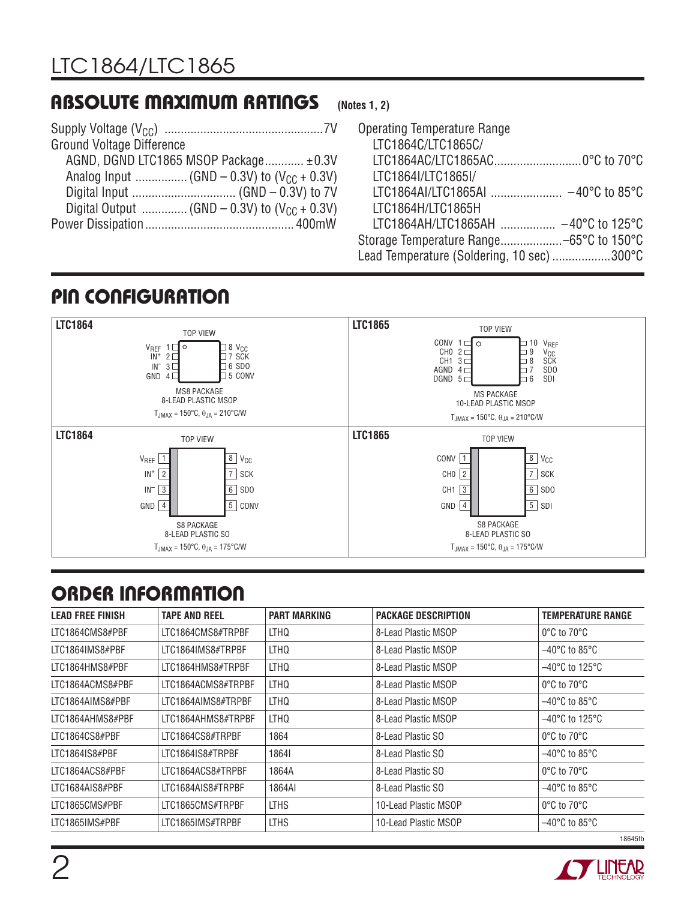## ABSOLUTE MAXIMUM RATINGS (Notes 1, 2)

Supply Voltage ($V_{CC}$) ....................................................7V
Ground Voltage Difference
  AGND, DGND LTC1865 MSOP Package............ ±0.3V
  Analog Input ................ (GND – 0.3V) to ($V_{CC}$ + 0.3V)
  Digital Input ................................ (GND – 0.3V) to 7V
  Digital Output .............. (GND – 0.3V) to ($V_{CC}$ + 0.3V)
Power Dissipation............................................. 400mW

Operating Temperature Range
  LTC1864C/LTC1865C/
  LTC1864AC/LTC1865AC...........................0°C to 70°C
  LTC1864I/LTC1865I/
  LTC1864AI/LTC1865AI ..................... –40°C to 85°C
  LTC1864H/LTC1865H
  LTC1864AH/LTC1865AH ................ –40°C to 125°C
Storage Temperature Range...................–65°C to 150°C
Lead Temperature (Soldering, 10 sec) ..................300°C

## PIN CONFIGURATION

**LTC1864** — TOP VIEW

| Pin | Name | Pin | Name |
|---|---|---|---|
| 1 | $V_{REF}$ | 8 | $V_{CC}$ |
| 2 | $IN^+$ | 7 | SCK |
| 3 | $IN^-$ | 6 | SDO |
| 4 | GND | 5 | CONV |

MS8 PACKAGE
8-LEAD PLASTIC MSOP
$T_{JMAX}$ = 150°C, $\theta_{JA}$ = 210°C/W

**LTC1865** — TOP VIEW

| Pin | Name | Pin | Name |
|---|---|---|---|
| 1 | CONV | 10 | $V_{REF}$ |
| 2 | CH0 | 9 | $V_{CC}$ |
| 3 | CH1 | 8 | SCK |
| 4 | AGND | 7 | SDO |
| 5 | DGND | 6 | SDI |

MS PACKAGE
10-LEAD PLASTIC MSOP
$T_{JMAX}$ = 150°C, $\theta_{JA}$ = 210°C/W

**LTC1864** — TOP VIEW

| Pin | Name | Pin | Name |
|---|---|---|---|
| 1 | $V_{REF}$ | 8 | $V_{CC}$ |
| 2 | $IN^+$ | 7 | SCK |
| 3 | $IN^-$ | 6 | SDO |
| 4 | GND | 5 | CONV |

S8 PACKAGE
8-LEAD PLASTIC SO
$T_{JMAX}$ = 150°C, $\theta_{JA}$ = 175°C/W

**LTC1865** — TOP VIEW

| Pin | Name | Pin | Name |
|---|---|---|---|
| 1 | CONV | 8 | $V_{CC}$ |
| 2 | CH0 | 7 | SCK |
| 3 | CH1 | 6 | SDO |
| 4 | GND | 5 | SDI |

S8 PACKAGE
8-LEAD PLASTIC SO
$T_{JMAX}$ = 150°C, $\theta_{JA}$ = 175°C/W

## ORDER INFORMATION

| LEAD FREE FINISH | TAPE AND REEL | PART MARKING | PACKAGE DESCRIPTION | TEMPERATURE RANGE |
|---|---|---|---|---|
| LTC1864CMS8#PBF | LTC1864CMS8#TRPBF | LTHQ | 8-Lead Plastic MSOP | 0°C to 70°C |
| LTC1864IMS8#PBF | LTC1864IMS8#TRPBF | LTHQ | 8-Lead Plastic MSOP | –40°C to 85°C |
| LTC1864HMS8#PBF | LTC1864HMS8#TRPBF | LTHQ | 8-Lead Plastic MSOP | –40°C to 125°C |
| LTC1864ACMS8#PBF | LTC1864ACMS8#TRPBF | LTHQ | 8-Lead Plastic MSOP | 0°C to 70°C |
| LTC1864AIMS8#PBF | LTC1864AIMS8#TRPBF | LTHQ | 8-Lead Plastic MSOP | –40°C to 85°C |
| LTC1864AHMS8#PBF | LTC1864AHMS8#TRPBF | LTHQ | 8-Lead Plastic MSOP | –40°C to 125°C |
| LTC1864CS8#PBF | LTC1864CS8#TRPBF | 1864 | 8-Lead Plastic SO | 0°C to 70°C |
| LTC1864IS8#PBF | LTC1864IS8#TRPBF | 1864I | 8-Lead Plastic SO | –40°C to 85°C |
| LTC1864ACS8#PBF | LTC1864ACS8#TRPBF | 1864A | 8-Lead Plastic SO | 0°C to 70°C |
| LTC1684AIS8#PBF | LTC1684AIS8#TRPBF | 1864AI | 8-Lead Plastic SO | –40°C to 85°C |
| LTC1865CMS#PBF | LTC1865CMS#TRPBF | LTHS | 10-Lead Plastic MSOP | 0°C to 70°C |
| LTC1865IMS#PBF | LTC1865IMS#TRPBF | LTHS | 10-Lead Plastic MSOP | –40°C to 85°C |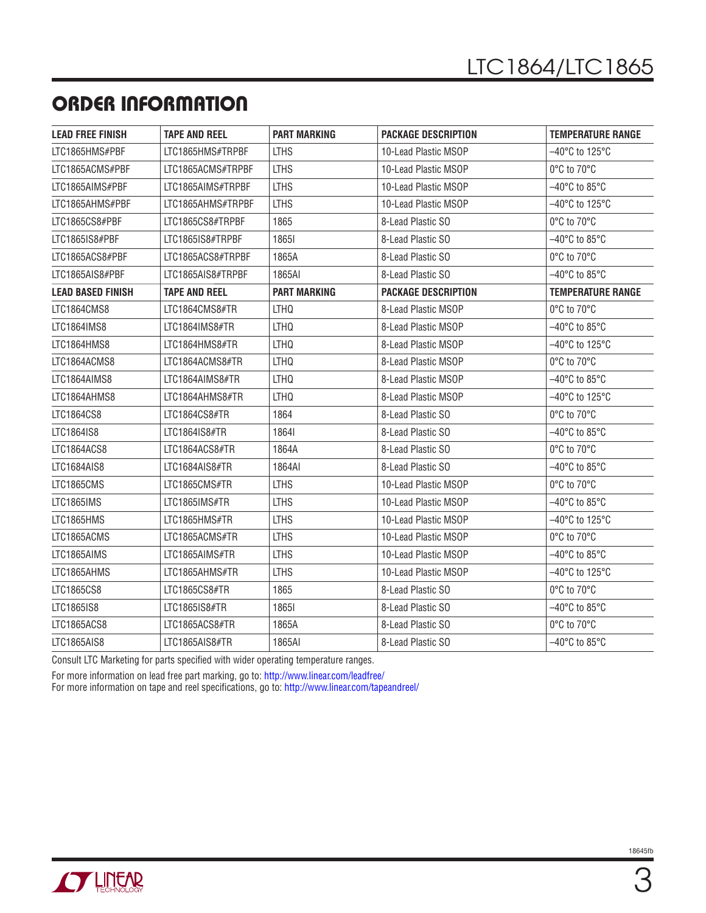## ORDER INFORMATION

| LEAD FREE FINISH | TAPE AND REEL | PART MARKING | PACKAGE DESCRIPTION | TEMPERATURE RANGE |
|---|---|---|---|---|
| LTC1865HMS#PBF | LTC1865HMS#TRPBF | LTHS | 10-Lead Plastic MSOP | –40°C to 125°C |
| LTC1865ACMS#PBF | LTC1865ACMS#TRPBF | LTHS | 10-Lead Plastic MSOP | 0°C to 70°C |
| LTC1865AIMS#PBF | LTC1865AIMS#TRPBF | LTHS | 10-Lead Plastic MSOP | –40°C to 85°C |
| LTC1865AHMS#PBF | LTC1865AHMS#TRPBF | LTHS | 10-Lead Plastic MSOP | –40°C to 125°C |
| LTC1865CS8#PBF | LTC1865CS8#TRPBF | 1865 | 8-Lead Plastic SO | 0°C to 70°C |
| LTC1865IS8#PBF | LTC1865IS8#TRPBF | 1865I | 8-Lead Plastic SO | –40°C to 85°C |
| LTC1865ACS8#PBF | LTC1865ACS8#TRPBF | 1865A | 8-Lead Plastic SO | 0°C to 70°C |
| LTC1865AIS8#PBF | LTC1865AIS8#TRPBF | 1865AI | 8-Lead Plastic SO | –40°C to 85°C |
| **LEAD BASED FINISH** | **TAPE AND REEL** | **PART MARKING** | **PACKAGE DESCRIPTION** | **TEMPERATURE RANGE** |
| LTC1864CMS8 | LTC1864CMS8#TR | LTHQ | 8-Lead Plastic MSOP | 0°C to 70°C |
| LTC1864IMS8 | LTC1864IMS8#TR | LTHQ | 8-Lead Plastic MSOP | –40°C to 85°C |
| LTC1864HMS8 | LTC1864HMS8#TR | LTHQ | 8-Lead Plastic MSOP | –40°C to 125°C |
| LTC1864ACMS8 | LTC1864ACMS8#TR | LTHQ | 8-Lead Plastic MSOP | 0°C to 70°C |
| LTC1864AIMS8 | LTC1864AIMS8#TR | LTHQ | 8-Lead Plastic MSOP | –40°C to 85°C |
| LTC1864AHMS8 | LTC1864AHMS8#TR | LTHQ | 8-Lead Plastic MSOP | –40°C to 125°C |
| LTC1864CS8 | LTC1864CS8#TR | 1864 | 8-Lead Plastic SO | 0°C to 70°C |
| LTC1864IS8 | LTC1864IS8#TR | 1864I | 8-Lead Plastic SO | –40°C to 85°C |
| LTC1864ACS8 | LTC1864ACS8#TR | 1864A | 8-Lead Plastic SO | 0°C to 70°C |
| LTC1684AIS8 | LTC1684AIS8#TR | 1864AI | 8-Lead Plastic SO | –40°C to 85°C |
| LTC1865CMS | LTC1865CMS#TR | LTHS | 10-Lead Plastic MSOP | 0°C to 70°C |
| LTC1865IMS | LTC1865IMS#TR | LTHS | 10-Lead Plastic MSOP | –40°C to 85°C |
| LTC1865HMS | LTC1865HMS#TR | LTHS | 10-Lead Plastic MSOP | –40°C to 125°C |
| LTC1865ACMS | LTC1865ACMS#TR | LTHS | 10-Lead Plastic MSOP | 0°C to 70°C |
| LTC1865AIMS | LTC1865AIMS#TR | LTHS | 10-Lead Plastic MSOP | –40°C to 85°C |
| LTC1865AHMS | LTC1865AHMS#TR | LTHS | 10-Lead Plastic MSOP | –40°C to 125°C |
| LTC1865CS8 | LTC1865CS8#TR | 1865 | 8-Lead Plastic SO | 0°C to 70°C |
| LTC1865IS8 | LTC1865IS8#TR | 1865I | 8-Lead Plastic SO | –40°C to 85°C |
| LTC1865ACS8 | LTC1865ACS8#TR | 1865A | 8-Lead Plastic SO | 0°C to 70°C |
| LTC1865AIS8 | LTC1865AIS8#TR | 1865AI | 8-Lead Plastic SO | –40°C to 85°C |

Consult LTC Marketing for parts specified with wider operating temperature ranges.

For more information on lead free part marking, go to: http://www.linear.com/leadfree/
For more information on tape and reel specifications, go to: http://www.linear.com/tapeandreel/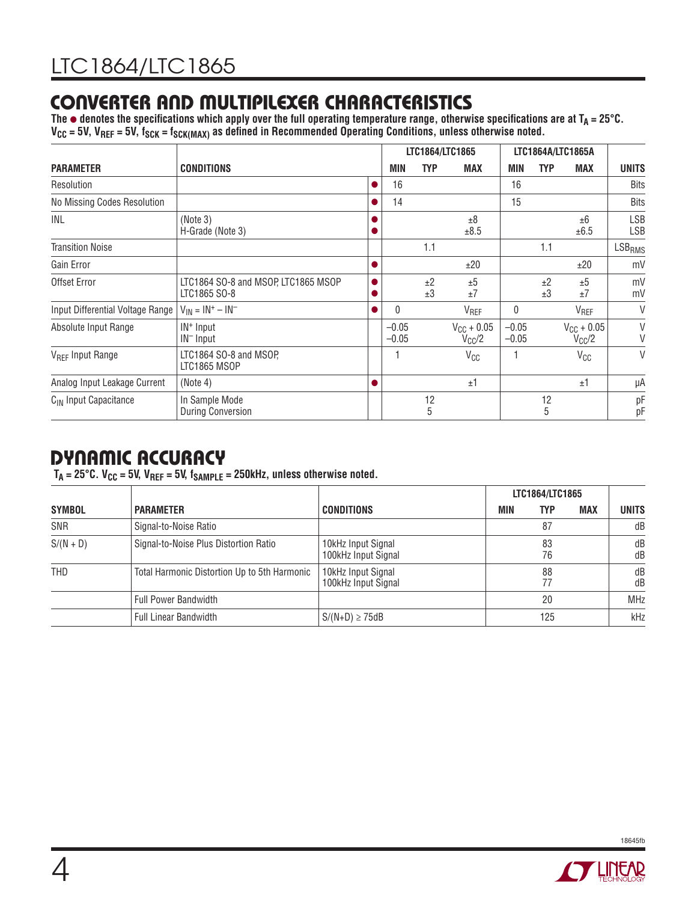## CONVERTER AND MULTIPILEXER CHARACTERISTICS

**The ● denotes the specifications which apply over the full operating temperature range, otherwise specifications are at $T_A$ = 25°C. $V_{CC}$ = 5V, $V_{REF}$ = 5V, $f_{SCK}$ = $f_{SCK(MAX)}$ as defined in Recommended Operating Conditions, unless otherwise noted.**

| | | | LTC1864/LTC1865 | | | LTC1864A/LTC1865A | | | |
|---|---|---|---|---|---|---|---|---|---|
| **PARAMETER** | **CONDITIONS** | | **MIN** | **TYP** | **MAX** | **MIN** | **TYP** | **MAX** | **UNITS** |
| Resolution | | ● | 16 | | | 16 | | | Bits |
| No Missing Codes Resolution | | ● | 14 | | | 15 | | | Bits |
| INL | (Note 3)<br>H-Grade (Note 3) | ●<br>● | | | ±8<br>±8.5 | | | ±6<br>±6.5 | LSB<br>LSB |
| Transition Noise | | | | 1.1 | | | 1.1 | | $LSB_{RMS}$ |
| Gain Error | | ● | | | ±20 | | | ±20 | mV |
| Offset Error | LTC1864 SO-8 and MSOP, LTC1865 MSOP<br>LTC1865 SO-8 | ●<br>● | | ±2<br>±3 | ±5<br>±7 | | ±2<br>±3 | ±5<br>±7 | mV<br>mV |
| Input Differential Voltage Range | $V_{IN} = IN^+ – IN^–$ | ● | 0 | | $V_{REF}$ | 0 | | $V_{REF}$ | V |
| Absolute Input Range | $IN^+$ Input<br>$IN^–$ Input | | –0.05<br>–0.05 | | $V_{CC}$ + 0.05<br>$V_{CC}/2$ | –0.05<br>–0.05 | | $V_{CC}$ + 0.05<br>$V_{CC}/2$ | V<br>V |
| $V_{REF}$ Input Range | LTC1864 SO-8 and MSOP,<br>LTC1865 MSOP | | 1 | | $V_{CC}$ | 1 | | $V_{CC}$ | V |
| Analog Input Leakage Current | (Note 4) | ● | | | ±1 | | | ±1 | µA |
| $C_{IN}$ Input Capacitance | In Sample Mode<br>During Conversion | | | 12<br>5 | | | 12<br>5 | | pF<br>pF |

## DYNAMIC ACCURACY

**$T_A$ = 25°C. $V_{CC}$ = 5V, $V_{REF}$ = 5V, $f_{SAMPLE}$ = 250kHz, unless otherwise noted.**

| | | | LTC1864/LTC1865 | | | |
|---|---|---|---|---|---|---|
| **SYMBOL** | **PARAMETER** | **CONDITIONS** | **MIN** | **TYP** | **MAX** | **UNITS** |
| SNR | Signal-to-Noise Ratio | | | 87 | | dB |
| S/(N + D) | Signal-to-Noise Plus Distortion Ratio | 10kHz Input Signal<br>100kHz Input Signal | | 83<br>76 | | dB<br>dB |
| THD | Total Harmonic Distortion Up to 5th Harmonic | 10kHz Input Signal<br>100kHz Input Signal | | 88<br>77 | | dB<br>dB |
| | Full Power Bandwidth | | | 20 | | MHz |
| | Full Linear Bandwidth | S/(N+D) ≥ 75dB | | 125 | | kHz |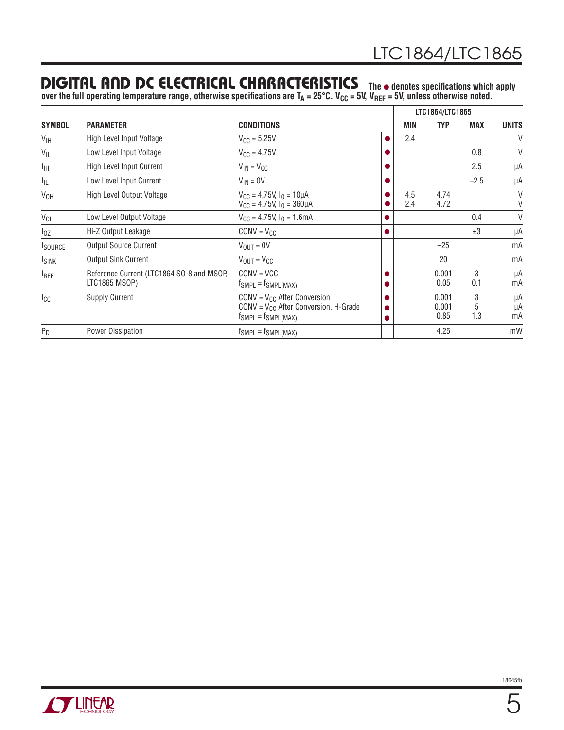## DIGITAL AND DC ELECTRICAL CHARACTERISTICS

**The ● denotes specifications which apply over the full operating temperature range, otherwise specifications are $T_A$ = 25°C. $V_{CC}$ = 5V, $V_{REF}$ = 5V, unless otherwise noted.**

| SYMBOL | PARAMETER | CONDITIONS | | LTC1864/LTC1865 MIN | TYP | MAX | UNITS |
|---|---|---|---|---|---|---|---|
| $V_{IH}$ | High Level Input Voltage | $V_{CC}$ = 5.25V | ● | 2.4 | | | V |
| $V_{IL}$ | Low Level Input Voltage | $V_{CC}$ = 4.75V | ● | | | 0.8 | V |
| $I_{IH}$ | High Level Input Current | $V_{IN} = V_{CC}$ | ● | | | 2.5 | µA |
| $I_{IL}$ | Low Level Input Current | $V_{IN}$ = 0V | ● | | | –2.5 | µA |
| $V_{OH}$ | High Level Output Voltage | $V_{CC}$ = 4.75V, $I_O$ = 10µA<br>$V_{CC}$ = 4.75V, $I_O$ = 360µA | ●<br>● | 4.5<br>2.4 | 4.74<br>4.72 | | V<br>V |
| $V_{OL}$ | Low Level Output Voltage | $V_{CC}$ = 4.75V, $I_O$ = 1.6mA | ● | | | 0.4 | V |
| $I_{OZ}$ | Hi-Z Output Leakage | CONV = $V_{CC}$ | ● | | | ±3 | µA |
| $I_{SOURCE}$ | Output Source Current | $V_{OUT}$ = 0V | | | –25 | | mA |
| $I_{SINK}$ | Output Sink Current | $V_{OUT} = V_{CC}$ | | | 20 | | mA |
| $I_{REF}$ | Reference Current (LTC1864 SO-8 and MSOP, LTC1865 MSOP) | CONV = VCC<br>$f_{SMPL} = f_{SMPL(MAX)}$ | ●<br>● | | 0.001<br>0.05 | 3<br>0.1 | µA<br>mA |
| $I_{CC}$ | Supply Current | CONV = $V_{CC}$ After Conversion<br>CONV = $V_{CC}$ After Conversion, H-Grade<br>$f_{SMPL} = f_{SMPL(MAX)}$ | ●<br>●<br>● | | 0.001<br>0.001<br>0.85 | 3<br>5<br>1.3 | µA<br>µA<br>mA |
| $P_D$ | Power Dissipation | $f_{SMPL} = f_{SMPL(MAX)}$ | | | 4.25 | | mW |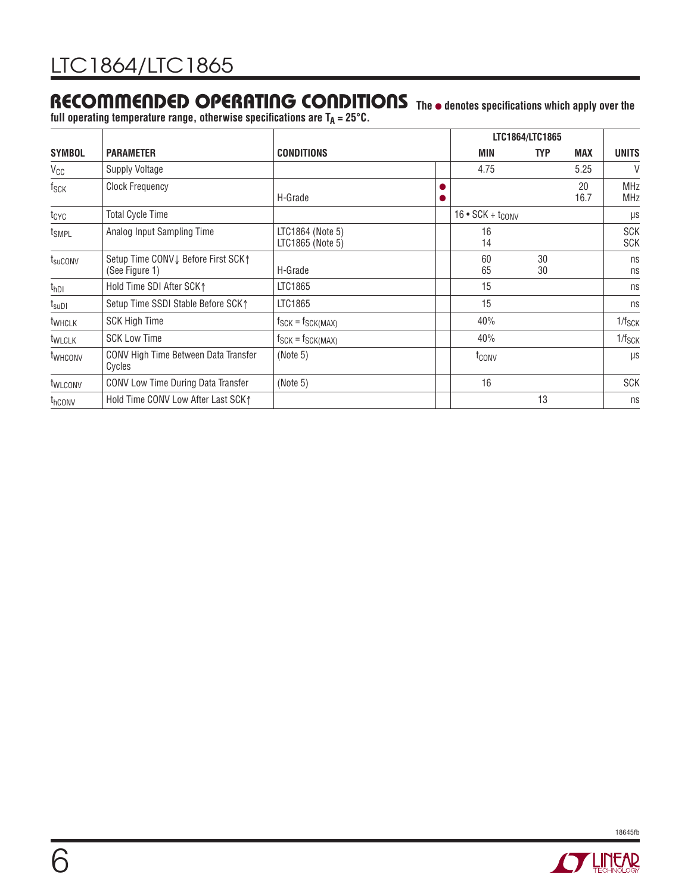## RECOMMENDED OPERATING CONDITIONS

**The ● denotes specifications which apply over the full operating temperature range, otherwise specifications are $T_A$ = 25°C.**

| SYMBOL | PARAMETER | CONDITIONS | | LTC1864/LTC1865 MIN | TYP | MAX | UNITS |
|---|---|---|---|---|---|---|---|
| $V_{CC}$ | Supply Voltage | | | 4.75 | | 5.25 | V |
| $f_{SCK}$ | Clock Frequency | <br>H-Grade | ●<br>● | | | 20<br>16.7 | MHz<br>MHz |
| $t_{CYC}$ | Total Cycle Time | | | 16 • SCK + $t_{CONV}$ | | | µs |
| $t_{SMPL}$ | Analog Input Sampling Time | LTC1864 (Note 5)<br>LTC1865 (Note 5) | | 16<br>14 | | | SCK<br>SCK |
| $t_{suCONV}$ | Setup Time CONV↓ Before First SCK↑ (See Figure 1) | <br>H-Grade | | 60<br>65 | 30<br>30 | | ns<br>ns |
| $t_{hDI}$ | Hold Time SDI After SCK↑ | LTC1865 | | 15 | | | ns |
| $t_{suDI}$ | Setup Time SSDI Stable Before SCK↑ | LTC1865 | | 15 | | | ns |
| $t_{WHCLK}$ | SCK High Time | $f_{SCK} = f_{SCK(MAX)}$ | | 40% | | | $1/f_{SCK}$ |
| $t_{WLCLK}$ | SCK Low Time | $f_{SCK} = f_{SCK(MAX)}$ | | 40% | | | $1/f_{SCK}$ |
| $t_{WHCONV}$ | CONV High Time Between Data Transfer Cycles | (Note 5) | | $t_{CONV}$ | | | µs |
| $t_{WLCONV}$ | CONV Low Time During Data Transfer | (Note 5) | | 16 | | | SCK |
| $t_{hCONV}$ | Hold Time CONV Low After Last SCK↑ | | | | 13 | | ns |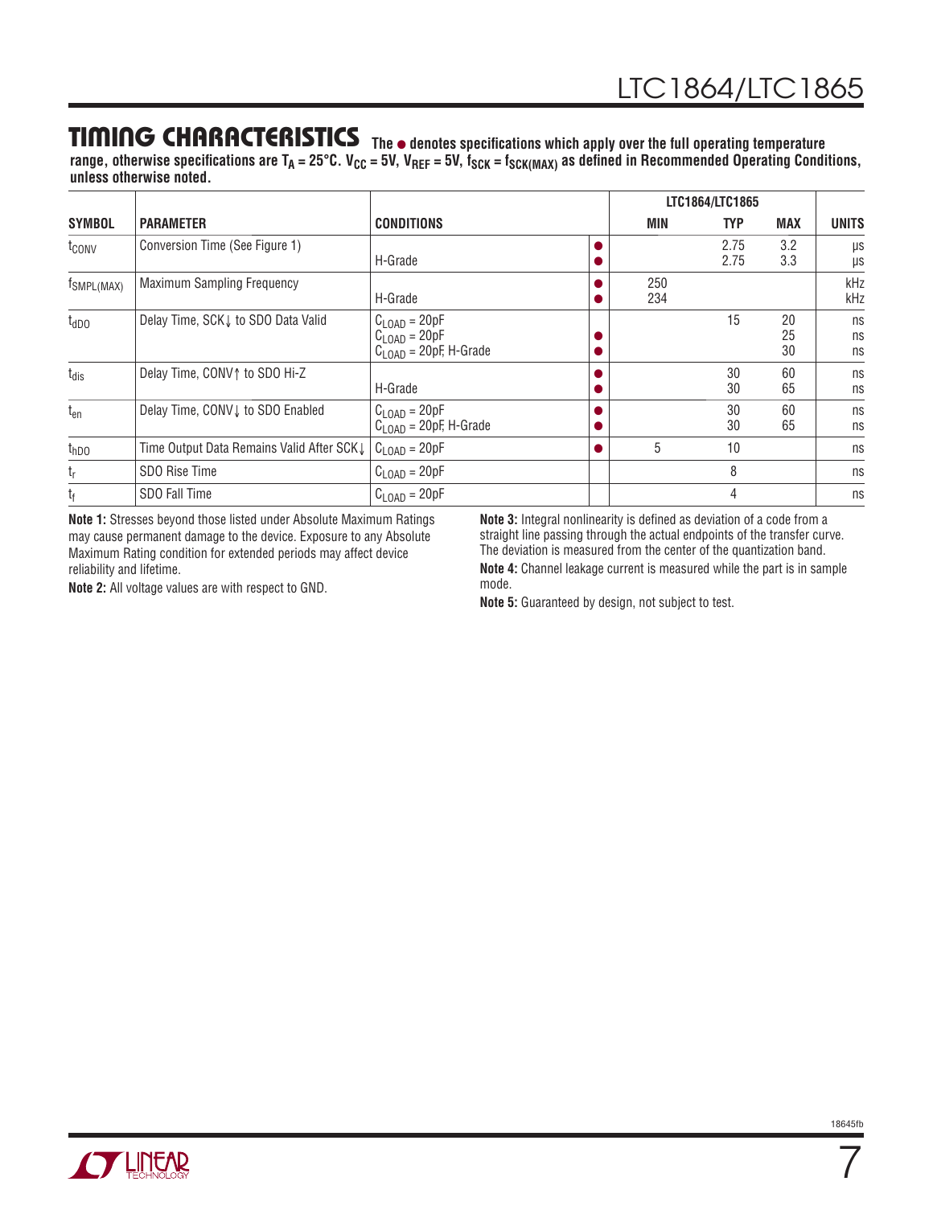## TIMING CHARACTERISTICS

**The ● denotes specifications which apply over the full operating temperature range, otherwise specifications are $T_A$ = 25°C. $V_{CC}$ = 5V, $V_{REF}$ = 5V, $f_{SCK}$ = $f_{SCK(MAX)}$ as defined in Recommended Operating Conditions, unless otherwise noted.**

| SYMBOL | PARAMETER | CONDITIONS | | LTC1864/LTC1865 MIN | TYP | MAX | UNITS |
|---|---|---|---|---|---|---|---|
| $t_{CONV}$ | Conversion Time (See Figure 1) | | ● | | 2.75 | 3.2 | µs |
| | | H-Grade | ● | | 2.75 | 3.3 | µs |
| $f_{SMPL(MAX)}$ | Maximum Sampling Frequency | | ● | 250 | | | kHz |
| | | H-Grade | ● | 234 | | | kHz |
| $t_{dDO}$ | Delay Time, SCK↓ to SDO Data Valid | $C_{LOAD}$ = 20pF | | | 15 | 20 | ns |
| | | $C_{LOAD}$ = 20pF | ● | | | 25 | ns |
| | | $C_{LOAD}$ = 20pF, H-Grade | ● | | | 30 | ns |
| $t_{dis}$ | Delay Time, CONV↑ to SDO Hi-Z | | ● | | 30 | 60 | ns |
| | | H-Grade | ● | | 30 | 65 | ns |
| $t_{en}$ | Delay Time, CONV↓ to SDO Enabled | $C_{LOAD}$ = 20pF | ● | | 30 | 60 | ns |
| | | $C_{LOAD}$ = 20pF, H-Grade | ● | | 30 | 65 | ns |
| $t_{hDO}$ | Time Output Data Remains Valid After SCK↓ | $C_{LOAD}$ = 20pF | ● | 5 | 10 | | ns |
| $t_r$ | SDO Rise Time | $C_{LOAD}$ = 20pF | | | 8 | | ns |
| $t_f$ | SDO Fall Time | $C_{LOAD}$ = 20pF | | | 4 | | ns |

**Note 1:** Stresses beyond those listed under Absolute Maximum Ratings may cause permanent damage to the device. Exposure to any Absolute Maximum Rating condition for extended periods may affect device reliability and lifetime.

**Note 2:** All voltage values are with respect to GND.

**Note 3:** Integral nonlinearity is defined as deviation of a code from a straight line passing through the actual endpoints of the transfer curve. The deviation is measured from the center of the quantization band.

**Note 4:** Channel leakage current is measured while the part is in sample mode.

**Note 5:** Guaranteed by design, not subject to test.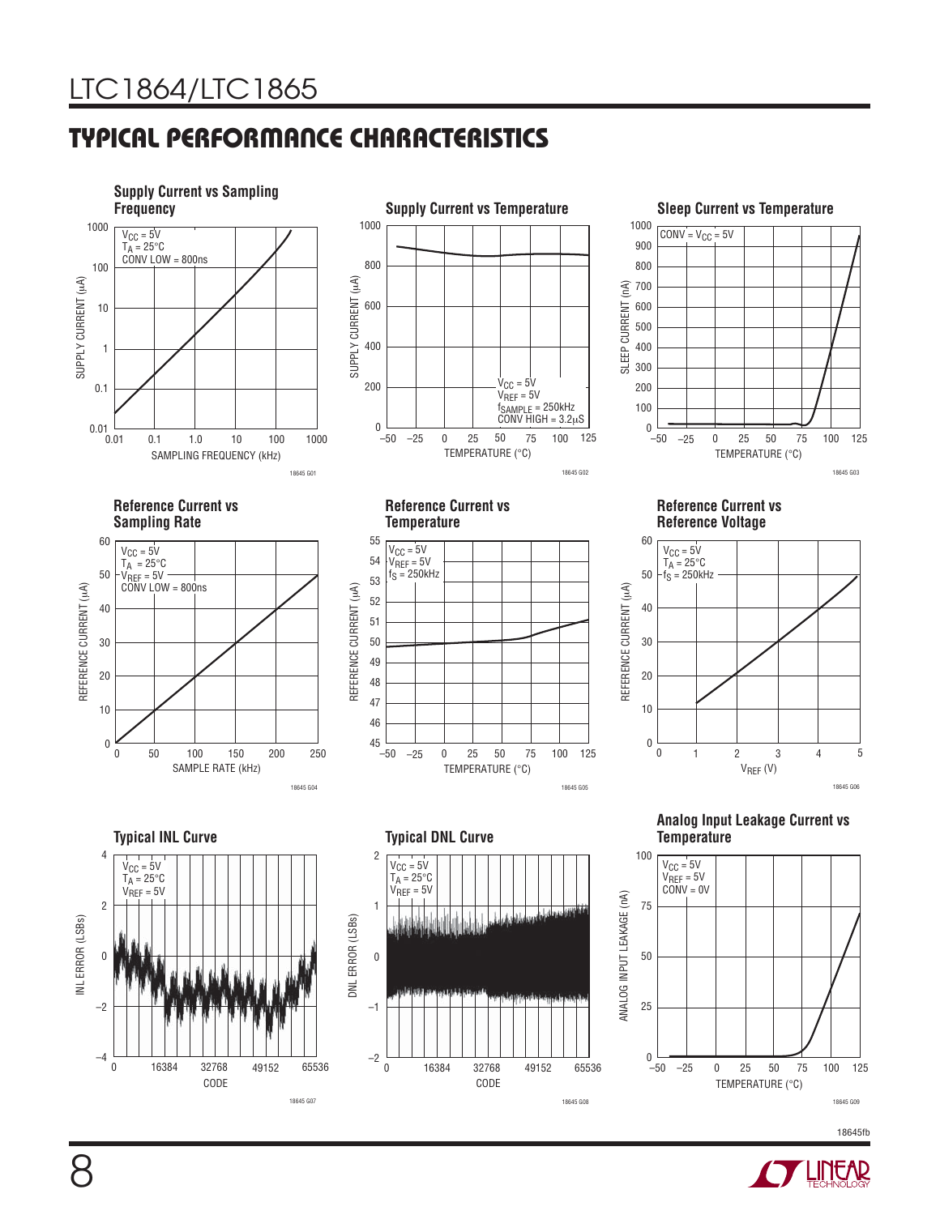## TYPICAL PERFORMANCE CHARACTERISTICS

**Supply Current vs Sampling Frequency**

$V_{CC}$ = 5V
$T_A$ = 25°C
CONV LOW = 800ns

SUPPLY CURRENT (μA) / SAMPLING FREQUENCY (kHz)

18645 G01

**Supply Current vs Temperature**

$V_{CC}$ = 5V
$V_{REF}$ = 5V
$f_{SAMPLE}$ = 250kHz
CONV HIGH = 3.2μS

SUPPLY CURRENT (μA) / TEMPERATURE (°C)

18645 G02

**Sleep Current vs Temperature**

CONV = $V_{CC}$ = 5V

SLEEP CURRENT (nA) / TEMPERATURE (°C)

18645 G03

**Reference Current vs Sampling Rate**

$V_{CC}$ = 5V
$T_A$ = 25°C
$V_{REF}$ = 5V
CONV LOW = 800ns

REFERENCE CURRENT (μA) / SAMPLE RATE (kHz)

18645 G04

**Reference Current vs Temperature**

$V_{CC}$ = 5V
$V_{REF}$ = 5V
$f_S$ = 250kHz

REFERENCE CURRENT (μA) / TEMPERATURE (°C)

18645 G05

**Reference Current vs Reference Voltage**

$V_{CC}$ = 5V
$T_A$ = 25°C
$f_S$ = 250kHz

REFERENCE CURRENT (μA) / $V_{REF}$ (V)

18645 G06

**Typical INL Curve**

$V_{CC}$ = 5V
$T_A$ = 25°C
$V_{REF}$ = 5V

INL ERROR (LSBs) / CODE

18645 G07

**Typical DNL Curve**

$V_{CC}$ = 5V
$T_A$ = 25°C
$V_{REF}$ = 5V

DNL ERROR (LSBs) / CODE

18645 G08

**Analog Input Leakage Current vs Temperature**

$V_{CC}$ = 5V
$V_{REF}$ = 5V
CONV = 0V

ANALOG INPUT LEAKAGE (nA) / TEMPERATURE (°C)

18645 G09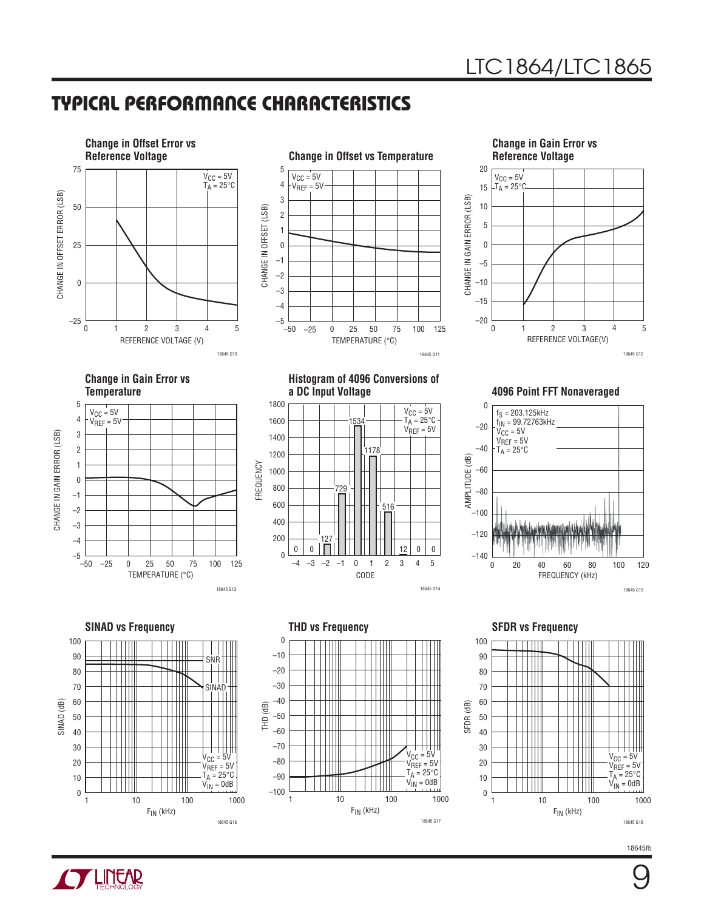## TYPICAL PERFORMANCE CHARACTERISTICS

**Change in Offset Error vs Reference Voltage**

$V_{CC}$ = 5V
$T_A$ = 25°C

CHANGE IN OFFSET ERROR (LSB)

REFERENCE VOLTAGE (V)

18645 G10

**Change in Offset vs Temperature**

$V_{CC}$ = 5V
$V_{REF}$ = 5V

CHANGE IN OFFSET (LSB)

TEMPERATURE (°C)

18645 G11

**Change in Gain Error vs Reference Voltage**

$V_{CC}$ = 5V
$T_A$ = 25°C

CHANGE IN GAIN ERROR (LSB)

REFERENCE VOLTAGE(V)

18645 G12

**Change in Gain Error vs Temperature**

$V_{CC}$ = 5V
$V_{REF}$ = 5V

CHANGE IN GAIN ERROR (LSB)

TEMPERATURE (°C)

18645 G13

**Histogram of 4096 Conversions of a DC Input Voltage**

$V_{CC}$ = 5V
$T_A$ = 25°C
$V_{REF}$ = 5V

| CODE | −4 | −3 | −2 | −1 | 0 | 1 | 2 | 3 | 4 | 5 |
|---|---|---|---|---|---|---|---|---|---|---|
| FREQUENCY | 0 | 0 | 127 | 729 | 1534 | 1178 | 516 | 12 | 0 | 0 |

18645 G14

**4096 Point FFT Nonaveraged**

$f_S$ = 203.125kHz
$f_{IN}$ = 99.72763kHz
$V_{CC}$ = 5V
$V_{REF}$ = 5V
$T_A$ = 25°C

AMPLITUDE (dB)

FREQUENCY (kHz)

18645 G15

**SINAD vs Frequency**

SNR
SINAD

$V_{CC}$ = 5V
$V_{REF}$ = 5V
$T_A$ = 25°C
$V_{IN}$ = 0dB

SINAD (dB)

$F_{IN}$ (kHz)

18645 G16

**THD vs Frequency**

$V_{CC}$ = 5V
$V_{REF}$ = 5V
$T_A$ = 25°C
$V_{IN}$ = 0dB

THD (dB)

$F_{IN}$ (kHz)

18645 G17

**SFDR vs Frequency**

$V_{CC}$ = 5V
$V_{REF}$ = 5V
$T_A$ = 25°C
$V_{IN}$ = 0dB

SFDR (dB)

$F_{IN}$ (kHz)

18645 G18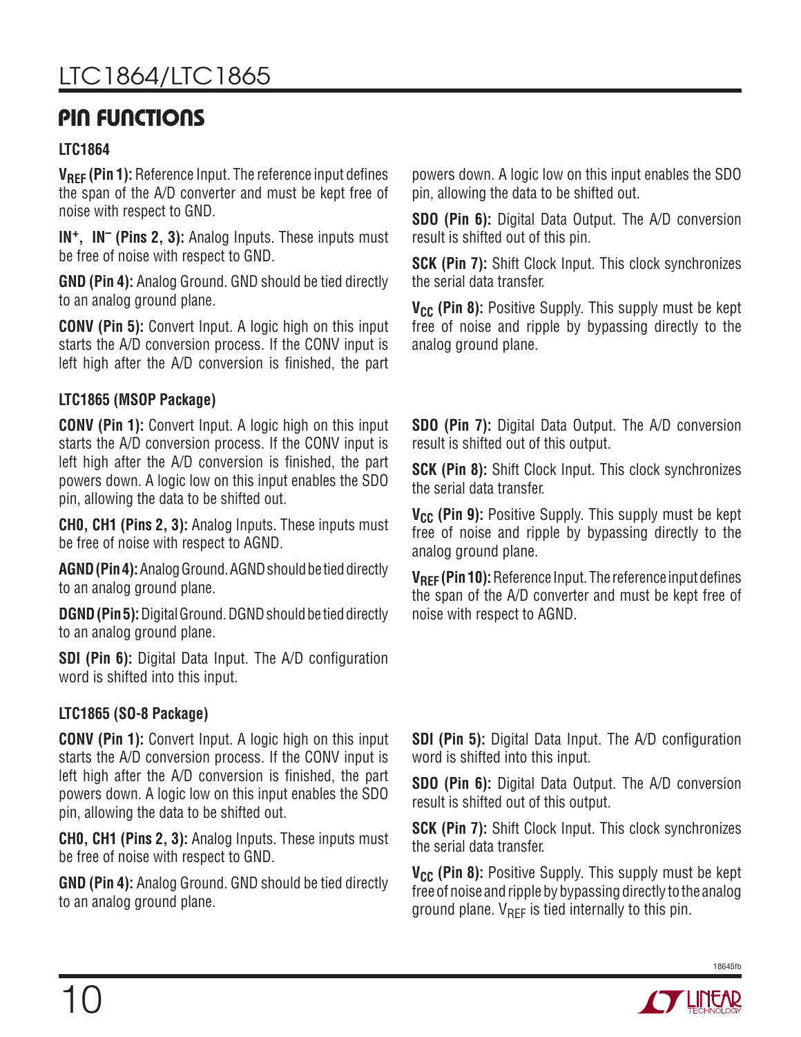## PIN FUNCTIONS

### LTC1864

**$V_{REF}$ (Pin 1):** Reference Input. The reference input defines the span of the A/D converter and must be kept free of noise with respect to GND.

**$IN^+$, $IN^–$ (Pins 2, 3):** Analog Inputs. These inputs must be free of noise with respect to GND.

**GND (Pin 4):** Analog Ground. GND should be tied directly to an analog ground plane.

**CONV (Pin 5):** Convert Input. A logic high on this input starts the A/D conversion process. If the CONV input is left high after the A/D conversion is finished, the part powers down. A logic low on this input enables the SDO pin, allowing the data to be shifted out.

**SDO (Pin 6):** Digital Data Output. The A/D conversion result is shifted out of this pin.

**SCK (Pin 7):** Shift Clock Input. This clock synchronizes the serial data transfer.

**$V_{CC}$ (Pin 8):** Positive Supply. This supply must be kept free of noise and ripple by bypassing directly to the analog ground plane.

### LTC1865 (MSOP Package)

**CONV (Pin 1):** Convert Input. A logic high on this input starts the A/D conversion process. If the CONV input is left high after the A/D conversion is finished, the part powers down. A logic low on this input enables the SDO pin, allowing the data to be shifted out.

**CH0, CH1 (Pins 2, 3):** Analog Inputs. These inputs must be free of noise with respect to AGND.

**AGND (Pin 4):** Analog Ground. AGND should be tied directly to an analog ground plane.

**DGND (Pin 5):** Digital Ground. DGND should be tied directly to an analog ground plane.

**SDI (Pin 6):** Digital Data Input. The A/D configuration word is shifted into this input.

**SDO (Pin 7):** Digital Data Output. The A/D conversion result is shifted out of this output.

**SCK (Pin 8):** Shift Clock Input. This clock synchronizes the serial data transfer.

**$V_{CC}$ (Pin 9):** Positive Supply. This supply must be kept free of noise and ripple by bypassing directly to the analog ground plane.

**$V_{REF}$ (Pin 10):** Reference Input. The reference input defines the span of the A/D converter and must be kept free of noise with respect to AGND.

### LTC1865 (SO-8 Package)

**CONV (Pin 1):** Convert Input. A logic high on this input starts the A/D conversion process. If the CONV input is left high after the A/D conversion is finished, the part powers down. A logic low on this input enables the SDO pin, allowing the data to be shifted out.

**CH0, CH1 (Pins 2, 3):** Analog Inputs. These inputs must be free of noise with respect to GND.

**GND (Pin 4):** Analog Ground. GND should be tied directly to an analog ground plane.

**SDI (Pin 5):** Digital Data Input. The A/D configuration word is shifted into this input.

**SDO (Pin 6):** Digital Data Output. The A/D conversion result is shifted out of this output.

**SCK (Pin 7):** Shift Clock Input. This clock synchronizes the serial data transfer.

**$V_{CC}$ (Pin 8):** Positive Supply. This supply must be kept free of noise and ripple by bypassing directly to the analog ground plane. $V_{REF}$ is tied internally to this pin.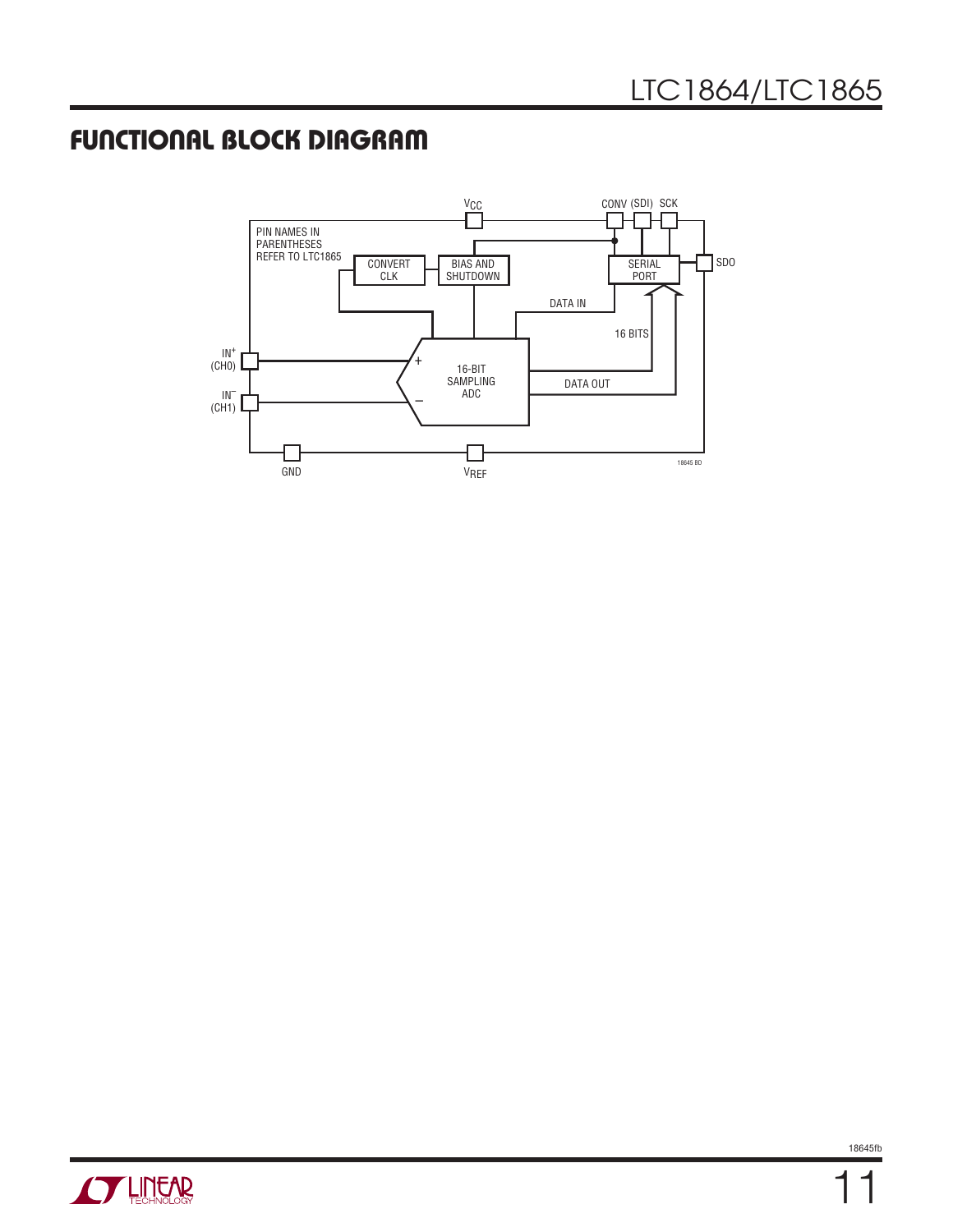## FUNCTIONAL BLOCK DIAGRAM

PIN NAMES IN PARENTHESES REFER TO LTC1865

$V_{CC}$

CONV (SDI) SCK

CONVERT CLK

BIAS AND SHUTDOWN

SERIAL PORT

SDO

DATA IN

16 BITS

$IN^+$ (CH0)

$IN^-$ (CH1)

16-BIT SAMPLING ADC

DATA OUT

GND

$V_{REF}$

18645 BD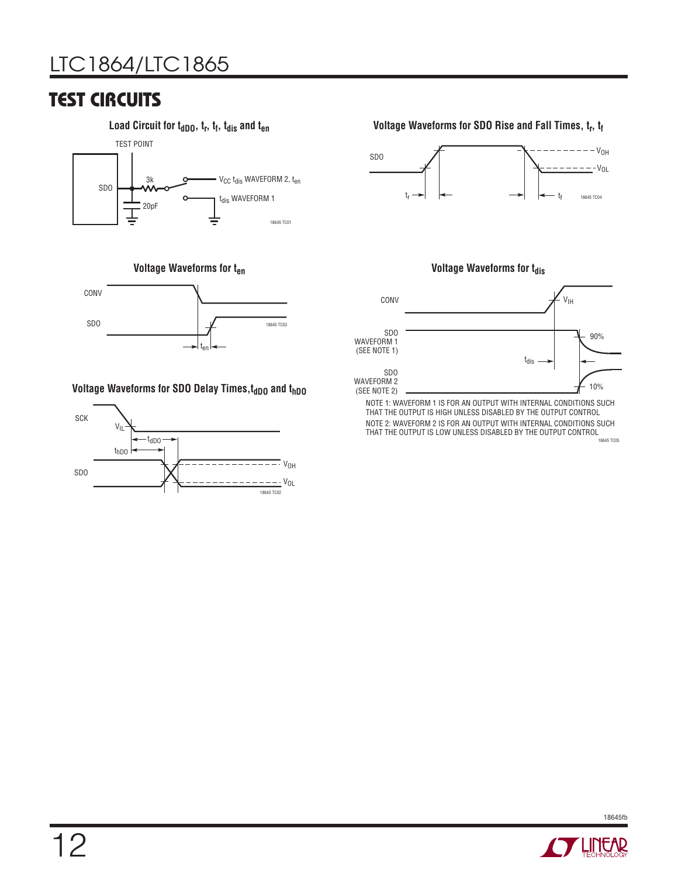## TEST CIRCUITS

**Load Circuit for $t_{dDO}$, $t_r$, $t_f$, $t_{dis}$ and $t_{en}$**

TEST POINT

SDO

3k

20pF

$V_{CC}$ $t_{dis}$ WAVEFORM 2, $t_{en}$

$t_{dis}$ WAVEFORM 1

18645 TC01

**Voltage Waveforms for SDO Rise and Fall Times, $t_r$, $t_f$**

SDO

$V_{OH}$

$V_{OL}$

$t_r$

$t_f$

18645 TC04

**Voltage Waveforms for $t_{en}$**

CONV

SDO

$t_{en}$

18645 TC03

**Voltage Waveforms for $t_{dis}$**

CONV

$V_{IH}$

SDO WAVEFORM 1 (SEE NOTE 1)

90%

$t_{dis}$

SDO WAVEFORM 2 (SEE NOTE 2)

10%

NOTE 1: WAVEFORM 1 IS FOR AN OUTPUT WITH INTERNAL CONDITIONS SUCH THAT THE OUTPUT IS HIGH UNLESS DISABLED BY THE OUTPUT CONTROL

NOTE 2: WAVEFORM 2 IS FOR AN OUTPUT WITH INTERNAL CONDITIONS SUCH THAT THE OUTPUT IS LOW UNLESS DISABLED BY THE OUTPUT CONTROL

18645 TC05

**Voltage Waveforms for SDO Delay Times, $t_{dDO}$ and $t_{hDO}$**

SCK

$V_{IL}$

$t_{dDO}$

$t_{hDO}$

SDO

$V_{OH}$

$V_{OL}$

18645 TC02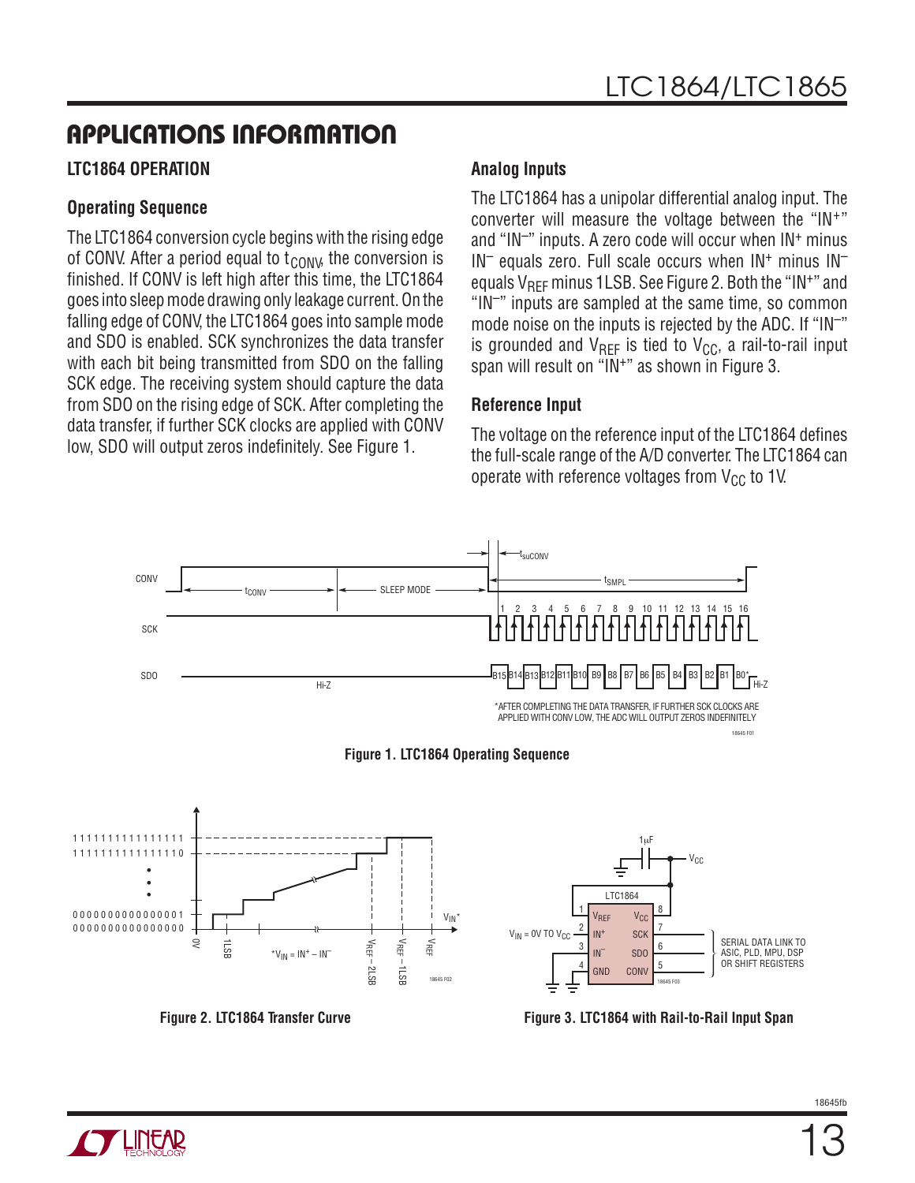## APPLICATIONS INFORMATION

### LTC1864 OPERATION

#### Operating Sequence

The LTC1864 conversion cycle begins with the rising edge of CONV. After a period equal to $t_{CONV}$, the conversion is finished. If CONV is left high after this time, the LTC1864 goes into sleep mode drawing only leakage current. On the falling edge of CONV, the LTC1864 goes into sample mode and SDO is enabled. SCK synchronizes the data transfer with each bit being transmitted from SDO on the falling SCK edge. The receiving system should capture the data from SDO on the rising edge of SCK. After completing the data transfer, if further SCK clocks are applied with CONV low, SDO will output zeros indefinitely. See Figure 1.

#### Analog Inputs

The LTC1864 has a unipolar differential analog input. The converter will measure the voltage between the "$IN^+$" and "$IN^-$" inputs. A zero code will occur when $IN^+$ minus $IN^-$ equals zero. Full scale occurs when $IN^+$ minus $IN^-$ equals $V_{REF}$ minus 1LSB. See Figure 2. Both the "$IN^+$" and "$IN^-$" inputs are sampled at the same time, so common mode noise on the inputs is rejected by the ADC. If "$IN^-$" is grounded and $V_{REF}$ is tied to $V_{CC}$, a rail-to-rail input span will result on "$IN^+$" as shown in Figure 3.

#### Reference Input

The voltage on the reference input of the LTC1864 defines the full-scale range of the A/D converter. The LTC1864 can operate with reference voltages from $V_{CC}$ to 1V.

*AFTER COMPLETING THE DATA TRANSFER, IF FURTHER SCK CLOCKS ARE APPLIED WITH CONV LOW, THE ADC WILL OUTPUT ZEROS INDEFINITELY

**Figure 1. LTC1864 Operating Sequence**

**Figure 2. LTC1864 Transfer Curve**

**Figure 3. LTC1864 with Rail-to-Rail Input Span**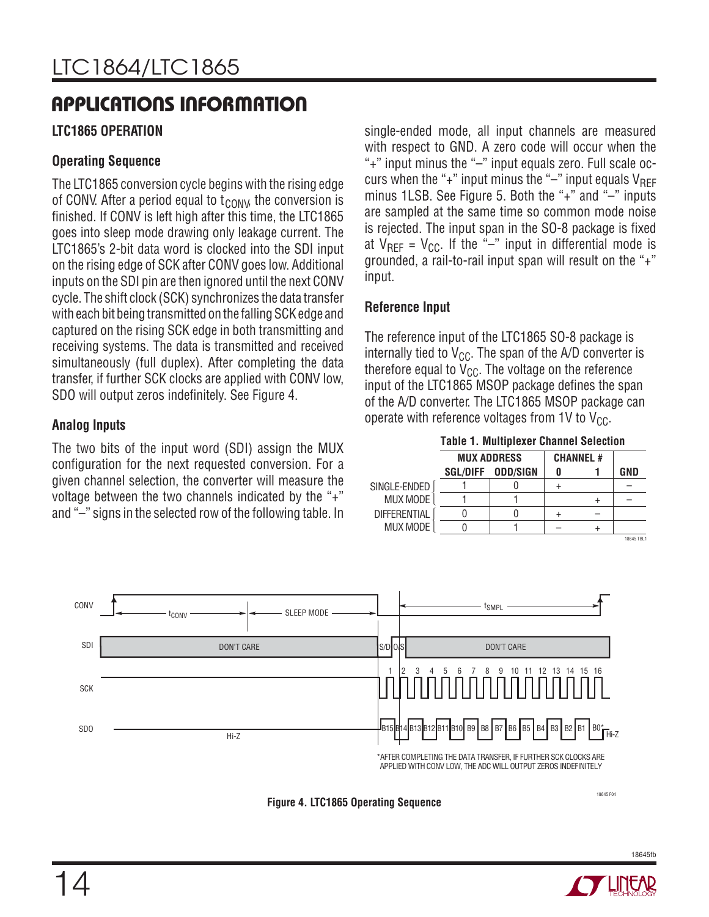## APPLICATIONS INFORMATION

### LTC1865 OPERATION

#### Operating Sequence

The LTC1865 conversion cycle begins with the rising edge of CONV. After a period equal to $t_{CONV}$, the conversion is finished. If CONV is left high after this time, the LTC1865 goes into sleep mode drawing only leakage current. The LTC1865's 2-bit data word is clocked into the SDI input on the rising edge of SCK after CONV goes low. Additional inputs on the SDI pin are then ignored until the next CONV cycle. The shift clock (SCK) synchronizes the data transfer with each bit being transmitted on the falling SCK edge and captured on the rising SCK edge in both transmitting and receiving systems. The data is transmitted and received simultaneously (full duplex). After completing the data transfer, if further SCK clocks are applied with CONV low, SDO will output zeros indefinitely. See Figure 4.

#### Analog Inputs

The two bits of the input word (SDI) assign the MUX configuration for the next requested conversion. For a given channel selection, the converter will measure the voltage between the two channels indicated by the "+" and "–" signs in the selected row of the following table. In single-ended mode, all input channels are measured with respect to GND. A zero code will occur when the "+" input minus the "–" input equals zero. Full scale occurs when the "+" input minus the "–" input equals $V_{REF}$ minus 1LSB. See Figure 5. Both the "+" and "–" inputs are sampled at the same time so common mode noise is rejected. The input span in the SO-8 package is fixed at $V_{REF} = V_{CC}$. If the "–" input in differential mode is grounded, a rail-to-rail input span will result on the "+" input.

#### Reference Input

The reference input of the LTC1865 SO-8 package is internally tied to $V_{CC}$. The span of the A/D converter is therefore equal to $V_{CC}$. The voltage on the reference input of the LTC1865 MSOP package defines the span of the A/D converter. The LTC1865 MSOP package can operate with reference voltages from 1V to $V_{CC}$.

**Table 1. Multiplexer Channel Selection**

| | MUX ADDRESS | | CHANNEL # | | |
|---|---|---|---|---|---|
| | SGL/DIFF | ODD/SIGN | 0 | 1 | GND |
| SINGLE-ENDED MUX MODE | 1 | 0 | + | | – |
| | 1 | 1 | | + | – |
| DIFFERENTIAL MUX MODE | 0 | 0 | + | – | |
| | 0 | 1 | – | + | |

*AFTER COMPLETING THE DATA TRANSFER, IF FURTHER SCK CLOCKS ARE APPLIED WITH CONV LOW, THE ADC WILL OUTPUT ZEROS INDEFINITELY

**Figure 4. LTC1865 Operating Sequence**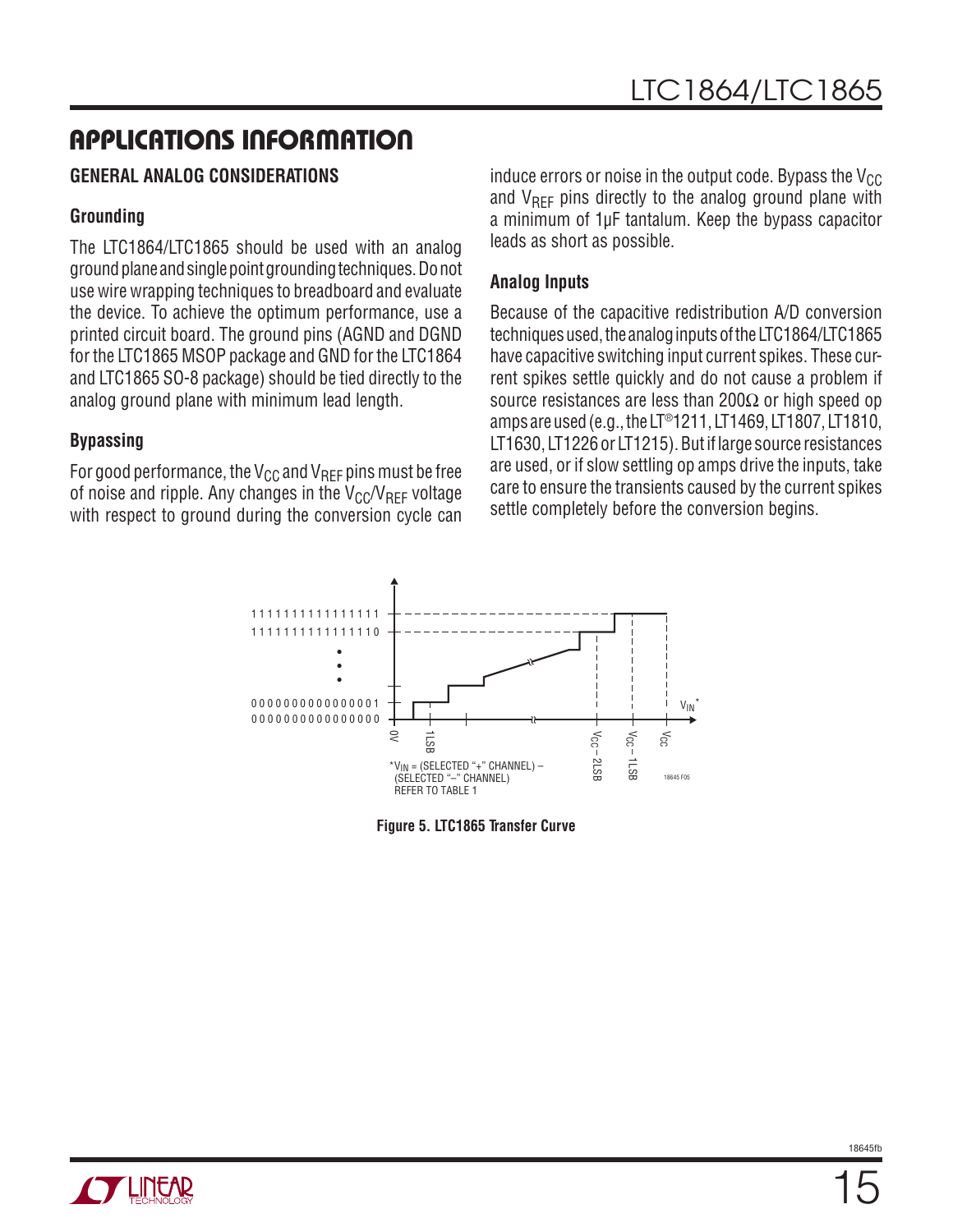## APPLICATIONS INFORMATION

### GENERAL ANALOG CONSIDERATIONS

#### Grounding

The LTC1864/LTC1865 should be used with an analog ground plane and single point grounding techniques. Do not use wire wrapping techniques to breadboard and evaluate the device. To achieve the optimum performance, use a printed circuit board. The ground pins (AGND and DGND for the LTC1865 MSOP package and GND for the LTC1864 and LTC1865 SO-8 package) should be tied directly to the analog ground plane with minimum lead length.

#### Bypassing

For good performance, the $V_{CC}$ and $V_{REF}$ pins must be free of noise and ripple. Any changes in the $V_{CC}/V_{REF}$ voltage with respect to ground during the conversion cycle can induce errors or noise in the output code. Bypass the $V_{CC}$ and $V_{REF}$ pins directly to the analog ground plane with a minimum of 1µF tantalum. Keep the bypass capacitor leads as short as possible.

#### Analog Inputs

Because of the capacitive redistribution A/D conversion techniques used, the analog inputs of the LTC1864/LTC1865 have capacitive switching input current spikes. These current spikes settle quickly and do not cause a problem if source resistances are less than 200Ω or high speed op amps are used (e.g., the LT®1211, LT1469, LT1807, LT1810, LT1630, LT1226 or LT1215). But if large source resistances are used, or if slow settling op amps drive the inputs, take care to ensure the transients caused by the current spikes settle completely before the conversion begins.

Figure 5. LTC1865 Transfer Curve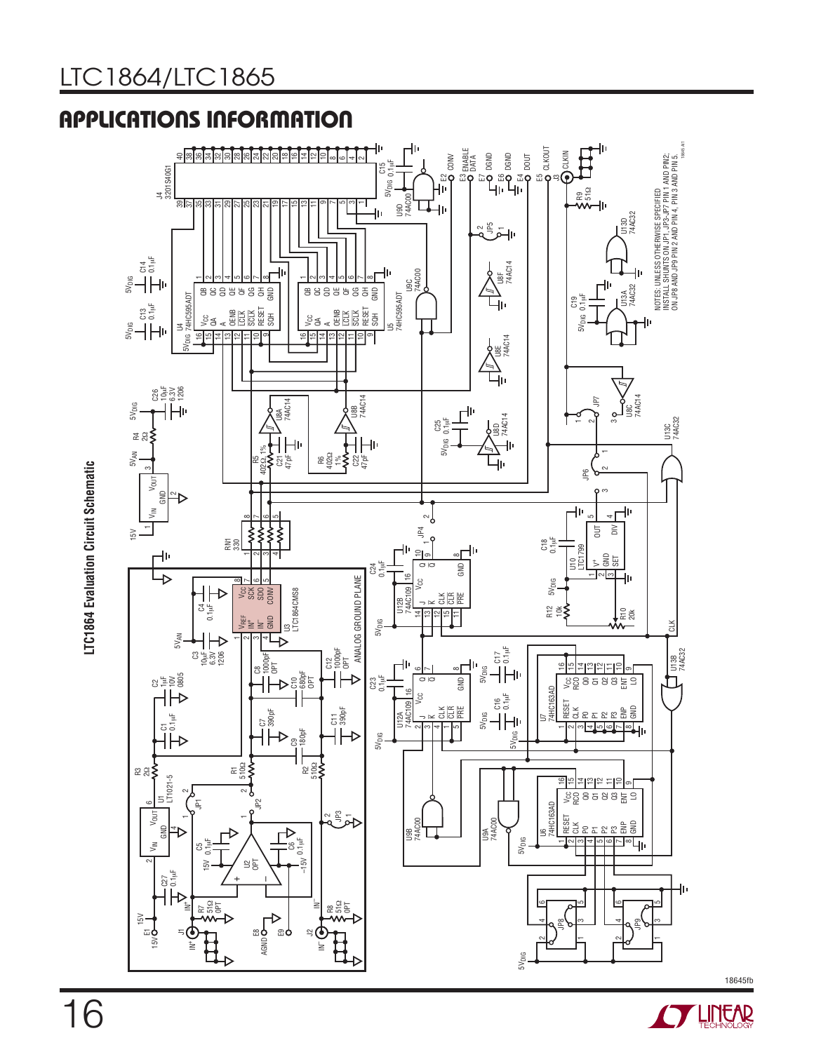## APPLICATIONS INFORMATION

**LTC1864 Evaluation Circuit Schematic**

NOTES: UNLESS OTHERWISE SPECIFIED
INSTALL SHUNTS ON JP1, JP3-JP7 PIN 1 AND PIN2;
ON JP8 AND JP9 PIN 2 AND PIN 4, PIN 3 AND PIN 5.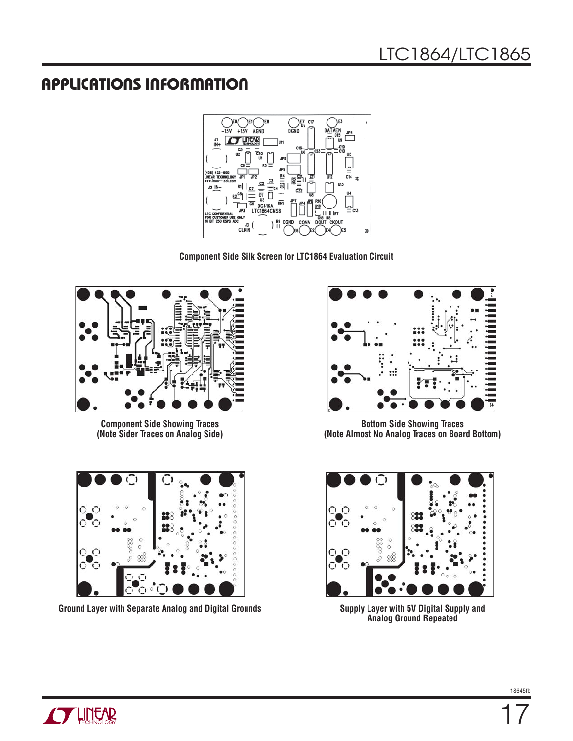## APPLICATIONS INFORMATION

Component Side Silk Screen for LTC1864 Evaluation Circuit

Component Side Showing Traces
(Note Sider Traces on Analog Side)

Bottom Side Showing Traces
(Note Almost No Analog Traces on Board Bottom)

Ground Layer with Separate Analog and Digital Grounds

Supply Layer with 5V Digital Supply and
Analog Ground Repeated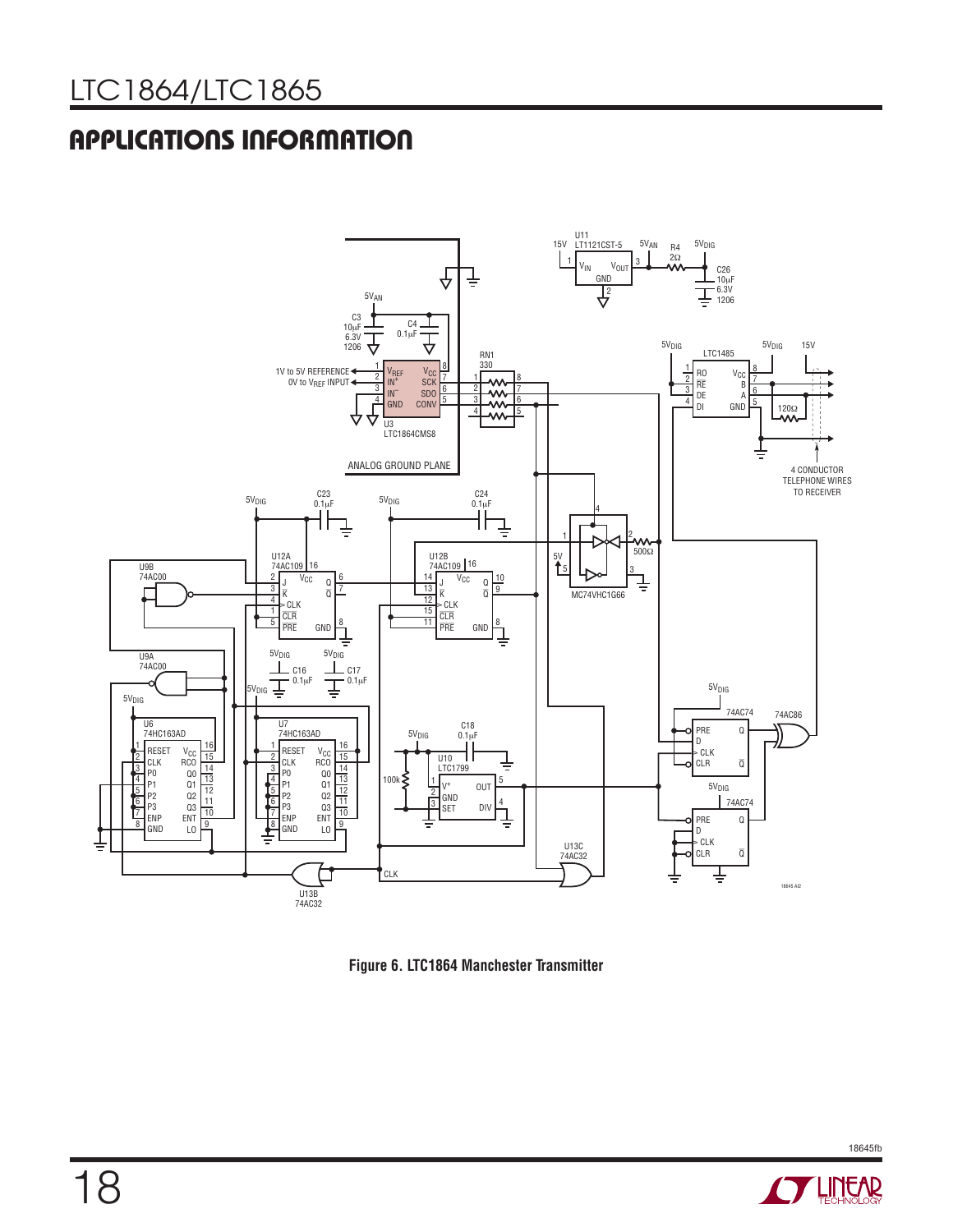## APPLICATIONS INFORMATION

**Figure 6. LTC1864 Manchester Transmitter**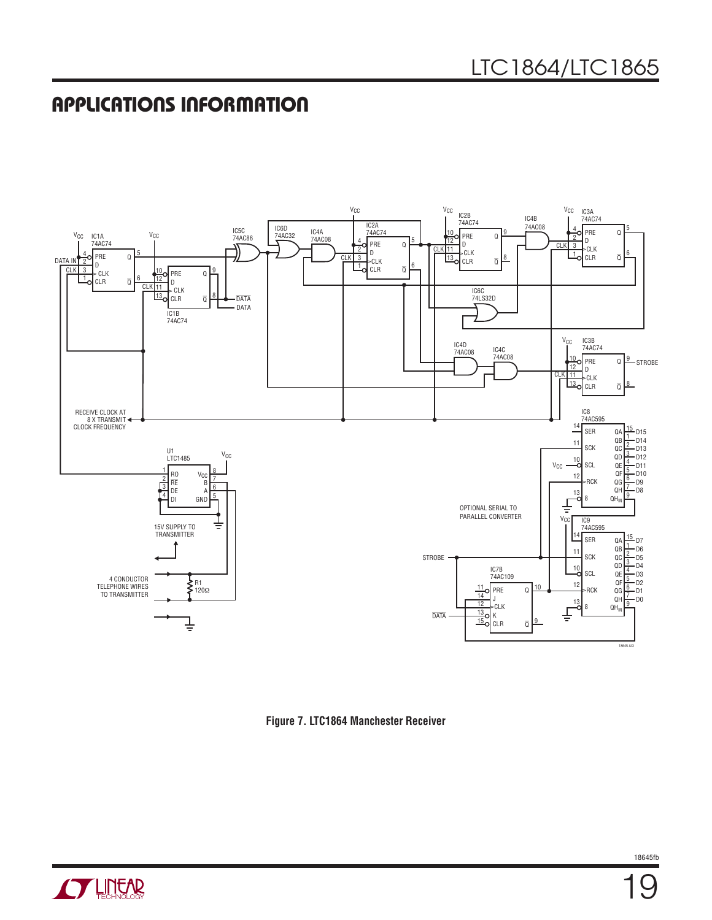## APPLICATIONS INFORMATION

Figure 7. LTC1864 Manchester Receiver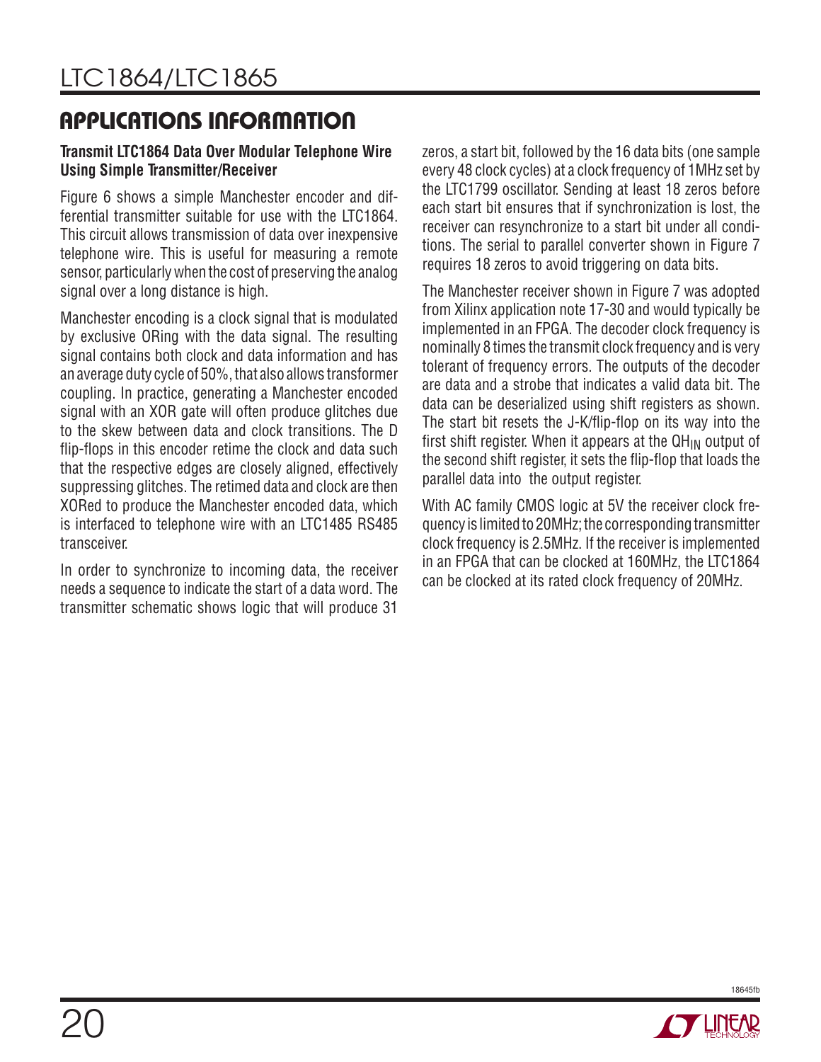## APPLICATIONS INFORMATION

### Transmit LTC1864 Data Over Modular Telephone Wire Using Simple Transmitter/Receiver

Figure 6 shows a simple Manchester encoder and differential transmitter suitable for use with the LTC1864. This circuit allows transmission of data over inexpensive telephone wire. This is useful for measuring a remote sensor, particularly when the cost of preserving the analog signal over a long distance is high.

Manchester encoding is a clock signal that is modulated by exclusive ORing with the data signal. The resulting signal contains both clock and data information and has an average duty cycle of 50%, that also allows transformer coupling. In practice, generating a Manchester encoded signal with an XOR gate will often produce glitches due to the skew between data and clock transitions. The D flip-flops in this encoder retime the clock and data such that the respective edges are closely aligned, effectively suppressing glitches. The retimed data and clock are then XORed to produce the Manchester encoded data, which is interfaced to telephone wire with an LTC1485 RS485 transceiver.

In order to synchronize to incoming data, the receiver needs a sequence to indicate the start of a data word. The transmitter schematic shows logic that will produce 31 zeros, a start bit, followed by the 16 data bits (one sample every 48 clock cycles) at a clock frequency of 1MHz set by the LTC1799 oscillator. Sending at least 18 zeros before each start bit ensures that if synchronization is lost, the receiver can resynchronize to a start bit under all conditions. The serial to parallel converter shown in Figure 7 requires 18 zeros to avoid triggering on data bits.

The Manchester receiver shown in Figure 7 was adopted from Xilinx application note 17-30 and would typically be implemented in an FPGA. The decoder clock frequency is nominally 8 times the transmit clock frequency and is very tolerant of frequency errors. The outputs of the decoder are data and a strobe that indicates a valid data bit. The data can be deserialized using shift registers as shown. The start bit resets the J-K/flip-flop on its way into the first shift register. When it appears at the $QH_{IN}$ output of the second shift register, it sets the flip-flop that loads the parallel data into the output register.

With AC family CMOS logic at 5V the receiver clock frequency is limited to 20MHz; the corresponding transmitter clock frequency is 2.5MHz. If the receiver is implemented in an FPGA that can be clocked at 160MHz, the LTC1864 can be clocked at its rated clock frequency of 20MHz.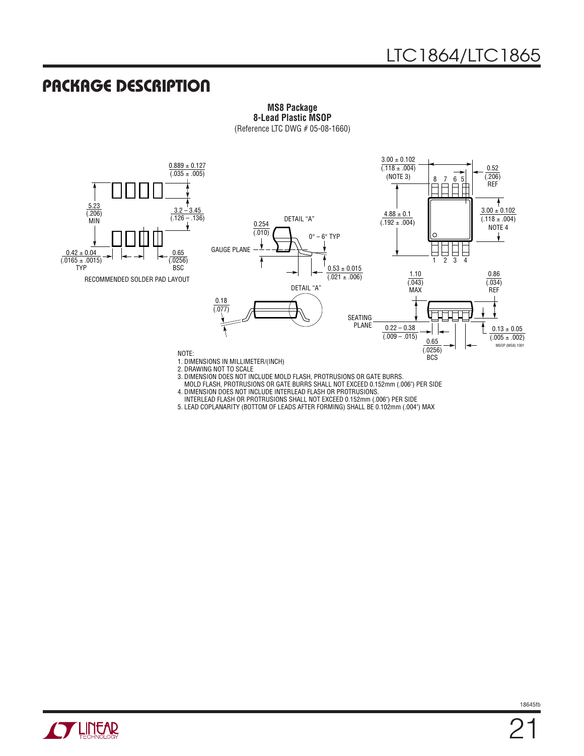## PACKAGE DESCRIPTION

**MS8 Package**
**8-Lead Plastic MSOP**
(Reference LTC DWG # 05-08-1660)

RECOMMENDED SOLDER PAD LAYOUT

DETAIL "A"

GAUGE PLANE

SEATING PLANE

NOTE:
1. DIMENSIONS IN MILLIMETER/(INCH)
2. DRAWING NOT TO SCALE
3. DIMENSION DOES NOT INCLUDE MOLD FLASH, PROTRUSIONS OR GATE BURRS. MOLD FLASH, PROTRUSIONS OR GATE BURRS SHALL NOT EXCEED 0.152mm (.006") PER SIDE
4. DIMENSION DOES NOT INCLUDE INTERLEAD FLASH OR PROTRUSIONS. INTERLEAD FLASH OR PROTRUSIONS SHALL NOT EXCEED 0.152mm (.006") PER SIDE
5. LEAD COPLANARITY (BOTTOM OF LEADS AFTER FORMING) SHALL BE 0.102mm (.004") MAX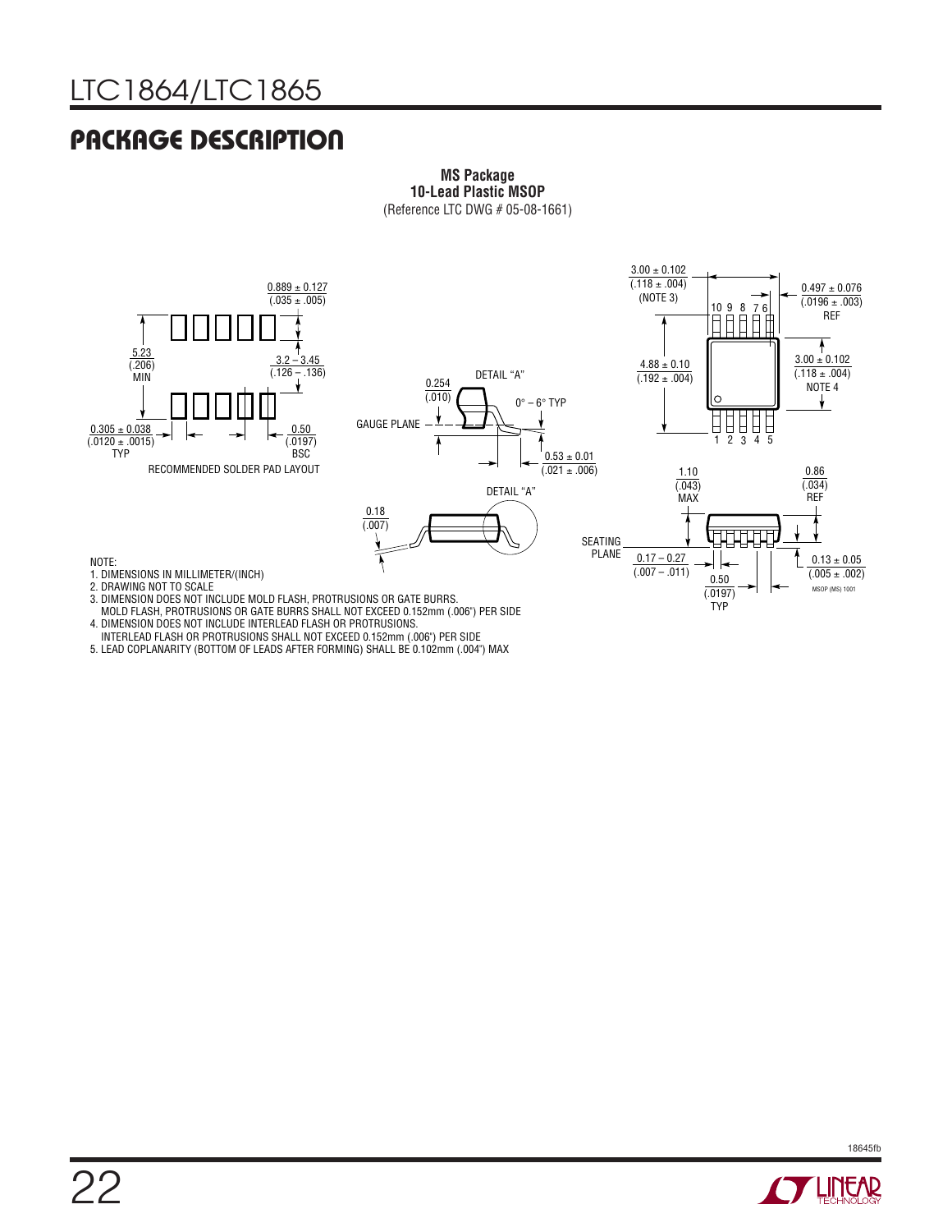## PACKAGE DESCRIPTION

**MS Package**
**10-Lead Plastic MSOP**
(Reference LTC DWG # 05-08-1661)

RECOMMENDED SOLDER PAD LAYOUT

0.889 ± 0.127 (.035 ± .005)

5.23 (.206) MIN

3.2 – 3.45 (.126 – .136)

0.305 ± 0.038 (.0120 ± .0015) TYP

0.50 (.0197) BSC

DETAIL "A"

0.254 (.010)

0° – 6° TYP

GAUGE PLANE

0.53 ± 0.01 (.021 ± .006)

0.18 (.007)

3.00 ± 0.102 (.118 ± .004) (NOTE 3)

0.497 ± 0.076 (.0196 ± .003) REF

4.88 ± 0.10 (.192 ± .004)

3.00 ± 0.102 (.118 ± .004) NOTE 4

1.10 (.043) MAX

0.86 (.034) REF

SEATING PLANE

0.17 – 0.27 (.007 – .011)

0.13 ± 0.05 (.005 ± .002)

0.50 (.0197) TYP

MSOP (MS) 1001

NOTE:
1. DIMENSIONS IN MILLIMETER/(INCH)
2. DRAWING NOT TO SCALE
3. DIMENSION DOES NOT INCLUDE MOLD FLASH, PROTRUSIONS OR GATE BURRS. MOLD FLASH, PROTRUSIONS OR GATE BURRS SHALL NOT EXCEED 0.152mm (.006") PER SIDE
4. DIMENSION DOES NOT INCLUDE INTERLEAD FLASH OR PROTRUSIONS. INTERLEAD FLASH OR PROTRUSIONS SHALL NOT EXCEED 0.152mm (.006") PER SIDE
5. LEAD COPLANARITY (BOTTOM OF LEADS AFTER FORMING) SHALL BE 0.102mm (.004") MAX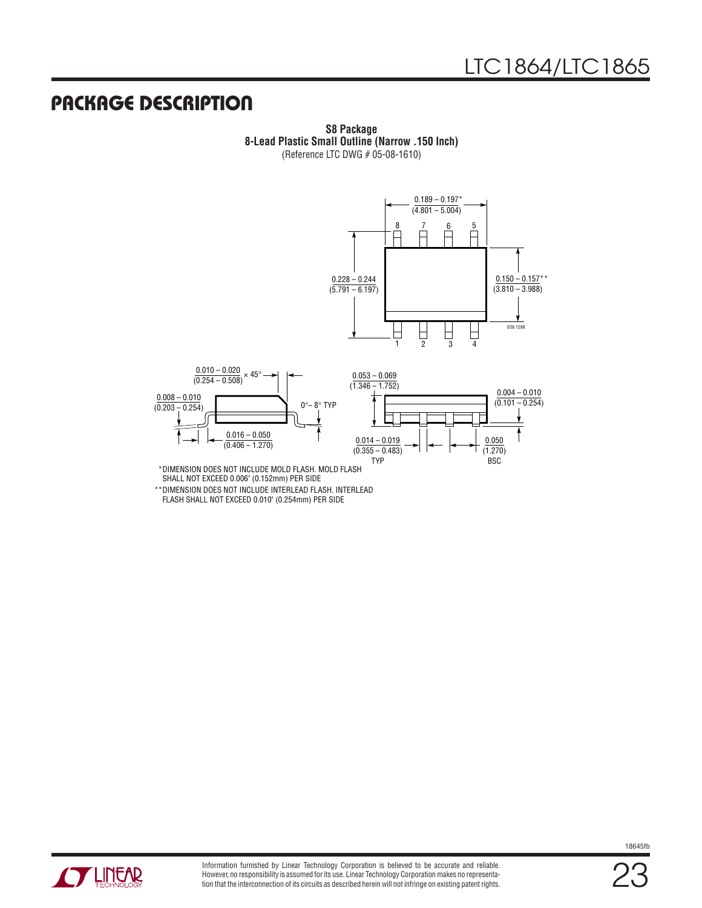## PACKAGE DESCRIPTION

**S8 Package**
**8-Lead Plastic Small Outline (Narrow .150 Inch)**
(Reference LTC DWG # 05-08-1610)

0.189 – 0.197*
(4.801 – 5.004)

8 7 6 5

0.228 – 0.244
(5.791 – 6.197)

0.150 – 0.157**
(3.810 – 3.988)

SO8 1298

1 2 3 4

0.010 – 0.020
(0.254 – 0.508) × 45°

0.008 – 0.010
(0.203 – 0.254)

0°– 8° TYP

0.016 – 0.050
(0.406 – 1.270)

0.053 – 0.069
(1.346 – 1.752)

0.004 – 0.010
(0.101 – 0.254)

0.014 – 0.019
(0.355 – 0.483)
TYP

0.050
(1.270)
BSC

*DIMENSION DOES NOT INCLUDE MOLD FLASH. MOLD FLASH SHALL NOT EXCEED 0.006" (0.152mm) PER SIDE

**DIMENSION DOES NOT INCLUDE INTERLEAD FLASH. INTERLEAD FLASH SHALL NOT EXCEED 0.010" (0.254mm) PER SIDE

Information furnished by Linear Technology Corporation is believed to be accurate and reliable. However, no responsibility is assumed for its use. Linear Technology Corporation makes no representation that the interconnection of its circuits as described herein will not infringe on existing patent rights.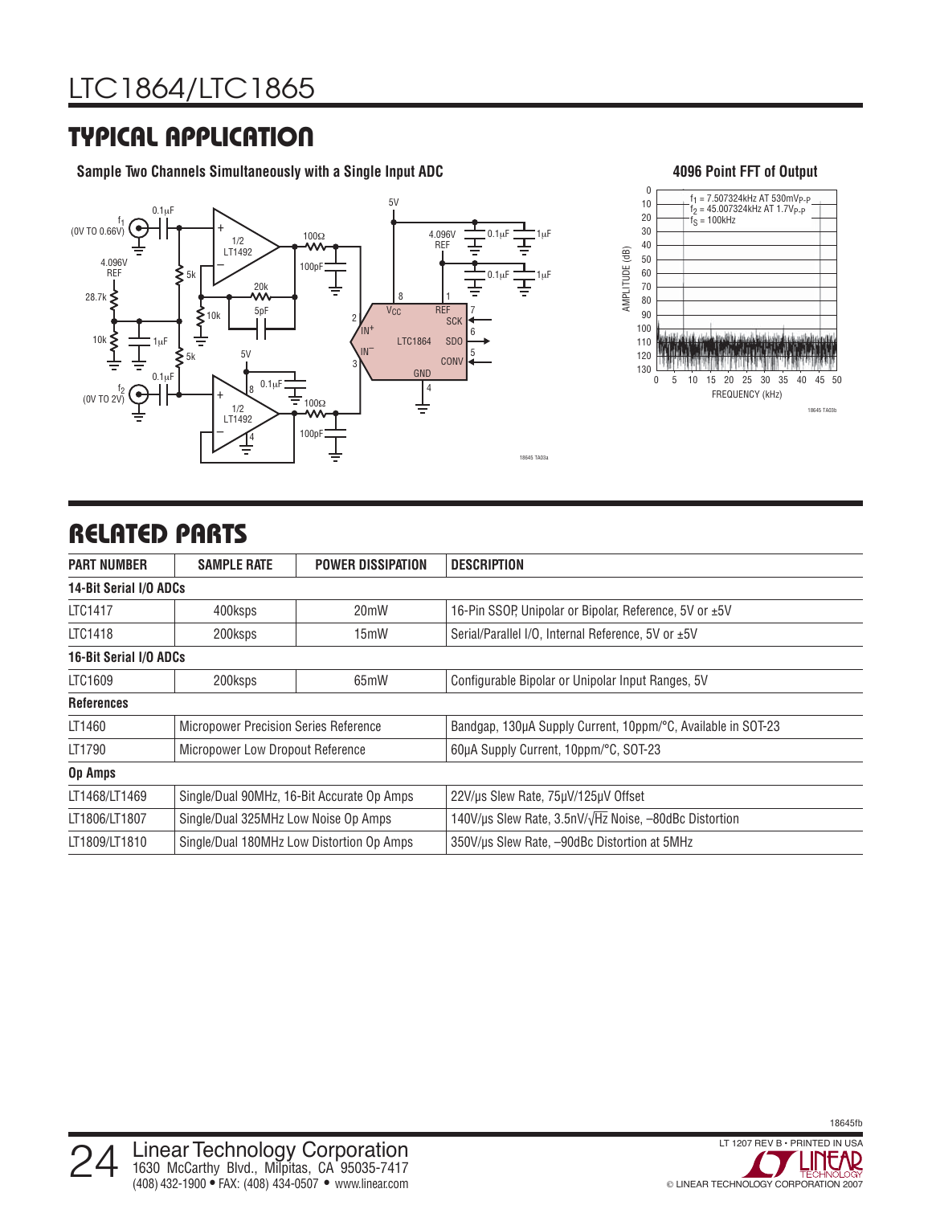## TYPICAL APPLICATION

**Sample Two Channels Simultaneously with a Single Input ADC**

f1 (0V TO 0.66V)
0.1μF
4.096V REF
28.7k
10k
1μF
5k
10k
5k
f2 (0V TO 2V)
0.1μF
1/2 LT1492
20k
5pF
100Ω
100pF
5V
0.1μF
1/2 LT1492
100Ω
100pF
4.096V REF
0.1μF
1μF
0.1μF
1μF
LTC1864
$V_{CC}$
REF
$IN^+$
$IN^-$
SCK
SDO
CONV
GND

18645 TA03a

**4096 Point FFT of Output**

$f_1$ = 7.507324kHz AT 530m$V_{P-P}$
$f_2$ = 45.007324kHz AT 1.7$V_{P-P}$
$f_S$ = 100kHz

AMPLITUDE (dB)
0
10
20
30
40
50
60
70
80
90
100
110
120
130

FREQUENCY (kHz)
0 5 10 15 20 25 30 35 40 45 50

18645 TA03b

## RELATED PARTS

| PART NUMBER | SAMPLE RATE | POWER DISSIPATION | DESCRIPTION |
|---|---|---|---|
| **14-Bit Serial I/O ADCs** | | | |
| LTC1417 | 400ksps | 20mW | 16-Pin SSOP, Unipolar or Bipolar, Reference, 5V or ±5V |
| LTC1418 | 200ksps | 15mW | Serial/Parallel I/O, Internal Reference, 5V or ±5V |
| **16-Bit Serial I/O ADCs** | | | |
| LTC1609 | 200ksps | 65mW | Configurable Bipolar or Unipolar Input Ranges, 5V |
| **References** | | | |
| LT1460 | Micropower Precision Series Reference | | Bandgap, 130μA Supply Current, 10ppm/°C, Available in SOT-23 |
| LT1790 | Micropower Low Dropout Reference | | 60μA Supply Current, 10ppm/°C, SOT-23 |
| **Op Amps** | | | |
| LT1468/LT1469 | Single/Dual 90MHz, 16-Bit Accurate Op Amps | | 22V/μs Slew Rate, 75μV/125μV Offset |
| LT1806/LT1807 | Single/Dual 325MHz Low Noise Op Amps | | 140V/μs Slew Rate, 3.5nV/√Hz Noise, –80dBc Distortion |
| LT1809/LT1810 | Single/Dual 180MHz Low Distortion Op Amps | | 350V/μs Slew Rate, –90dBc Distortion at 5MHz |

Linear Technology Corporation
1630 McCarthy Blvd., Milpitas, CA 95035-7417
(408) 432-1900 • FAX: (408) 434-0507 • www.linear.com

LT 1207 REV B • PRINTED IN USA
© LINEAR TECHNOLOGY CORPORATION 2007